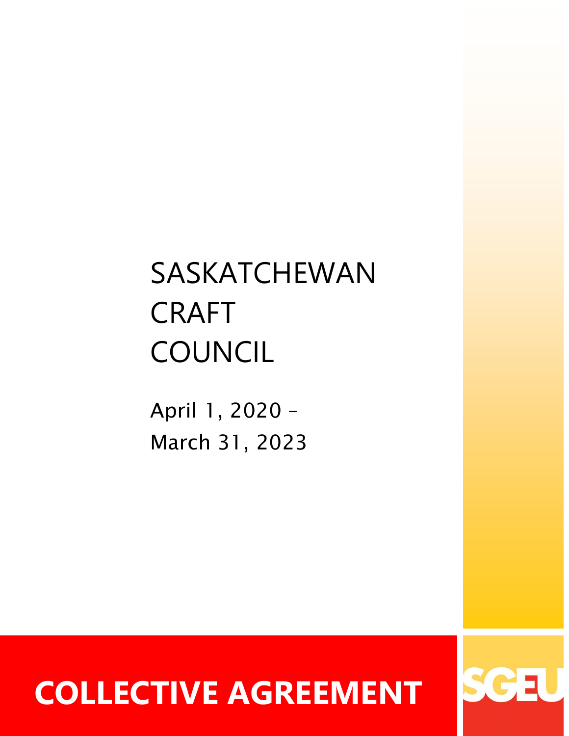# SASKATCHEWAN CRAFT COUNCIL

April 1, 2020 – March 31, 2023

# COLLECTIVE AGREEMENT

SGEU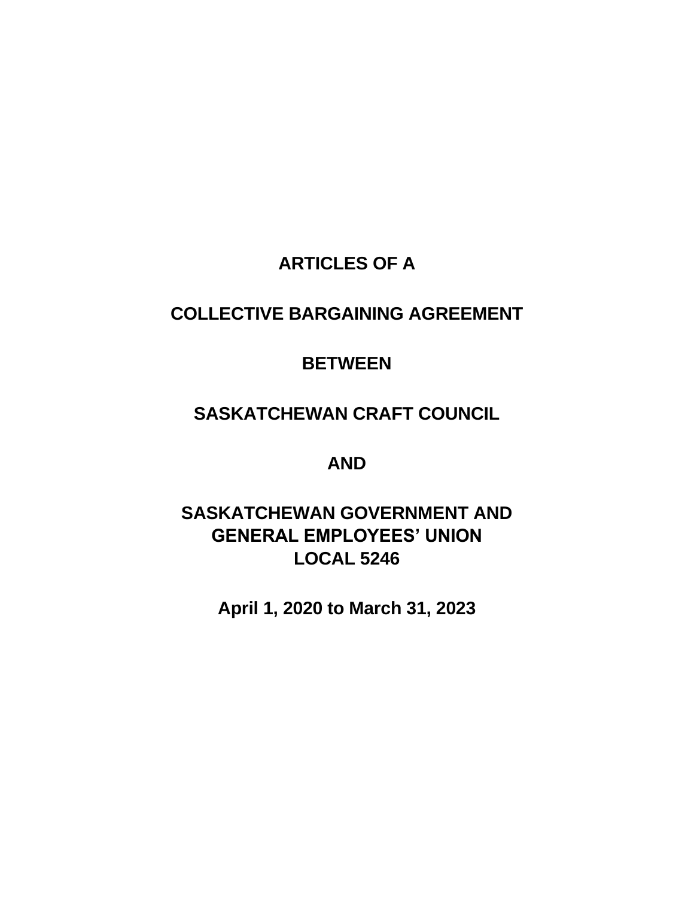# ARTICLES OF A

# COLLECTIVE BARGAINING AGREEMENT

# BETWEEN

# SASKATCHEWAN CRAFT COUNCIL

# AND

# SASKATCHEWAN GOVERNMENT AND GENERAL EMPLOYEES' UNION LOCAL 5246

**April 1, 2020 to March 31, 2023**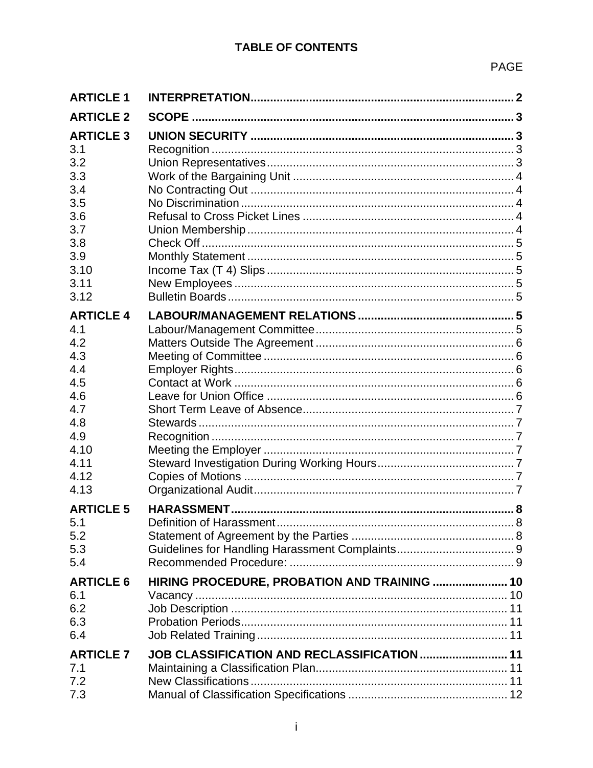# TABLE OF CONTENTS

| | | PAGE |
|---|---|---|
| **ARTICLE 1** | **INTERPRETATION** | **2** |
| **ARTICLE 2** | **SCOPE** | **3** |
| **ARTICLE 3** | **UNION SECURITY** | **3** |
| 3.1 | Recognition | 3 |
| 3.2 | Union Representatives | 3 |
| 3.3 | Work of the Bargaining Unit | 4 |
| 3.4 | No Contracting Out | 4 |
| 3.5 | No Discrimination | 4 |
| 3.6 | Refusal to Cross Picket Lines | 4 |
| 3.7 | Union Membership | 4 |
| 3.8 | Check Off | 5 |
| 3.9 | Monthly Statement | 5 |
| 3.10 | Income Tax (T 4) Slips | 5 |
| 3.11 | New Employees | 5 |
| 3.12 | Bulletin Boards | 5 |
| **ARTICLE 4** | **LABOUR/MANAGEMENT RELATIONS** | **5** |
| 4.1 | Labour/Management Committee | 5 |
| 4.2 | Matters Outside The Agreement | 6 |
| 4.3 | Meeting of Committee | 6 |
| 4.4 | Employer Rights | 6 |
| 4.5 | Contact at Work | 6 |
| 4.6 | Leave for Union Office | 6 |
| 4.7 | Short Term Leave of Absence | 7 |
| 4.8 | Stewards | 7 |
| 4.9 | Recognition | 7 |
| 4.10 | Meeting the Employer | 7 |
| 4.11 | Steward Investigation During Working Hours | 7 |
| 4.12 | Copies of Motions | 7 |
| 4.13 | Organizational Audit | 7 |
| **ARTICLE 5** | **HARASSMENT** | **8** |
| 5.1 | Definition of Harassment | 8 |
| 5.2 | Statement of Agreement by the Parties | 8 |
| 5.3 | Guidelines for Handling Harassment Complaints | 9 |
| 5.4 | Recommended Procedure: | 9 |
| **ARTICLE 6** | **HIRING PROCEDURE, PROBATION AND TRAINING** | **10** |
| 6.1 | Vacancy | 10 |
| 6.2 | Job Description | 11 |
| 6.3 | Probation Periods | 11 |
| 6.4 | Job Related Training | 11 |
| **ARTICLE 7** | **JOB CLASSIFICATION AND RECLASSIFICATION** | **11** |
| 7.1 | Maintaining a Classification Plan | 11 |
| 7.2 | New Classifications | 11 |
| 7.3 | Manual of Classification Specifications | 12 |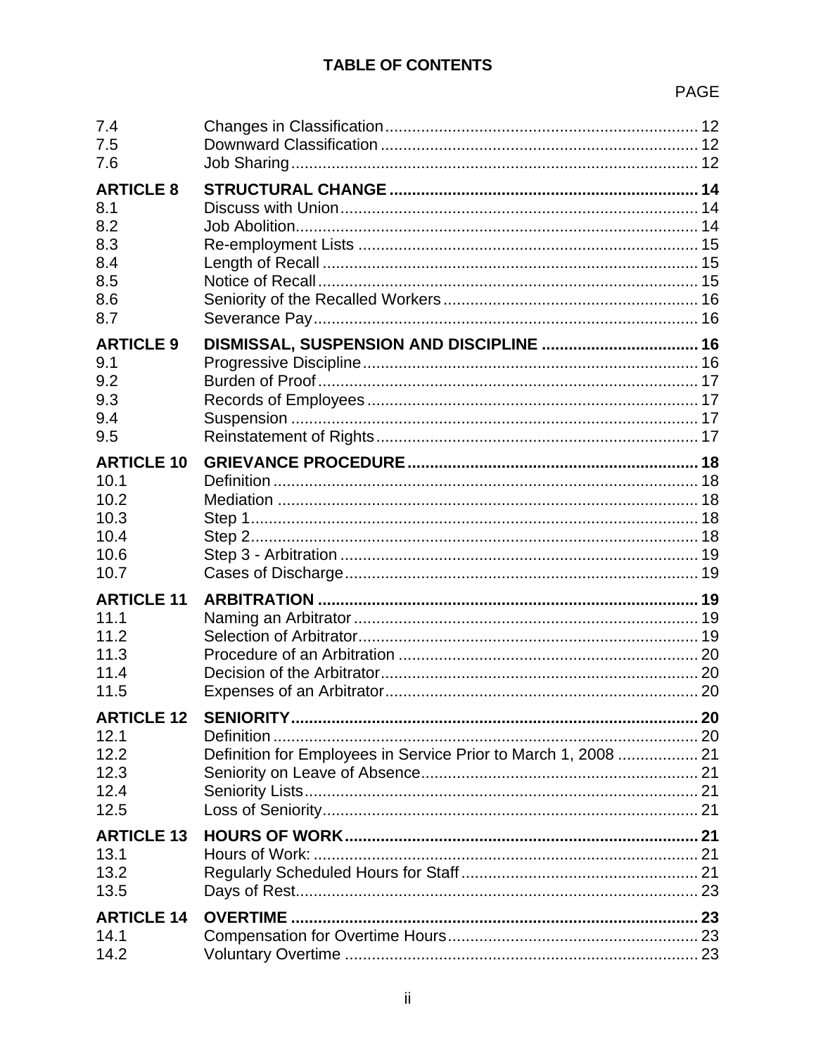## TABLE OF CONTENTS

| | | PAGE |
|---|---|---|
| 7.4 | Changes in Classification | 12 |
| 7.5 | Downward Classification | 12 |
| 7.6 | Job Sharing | 12 |
| **ARTICLE 8** | **STRUCTURAL CHANGE** | **14** |
| 8.1 | Discuss with Union | 14 |
| 8.2 | Job Abolition | 14 |
| 8.3 | Re-employment Lists | 15 |
| 8.4 | Length of Recall | 15 |
| 8.5 | Notice of Recall | 15 |
| 8.6 | Seniority of the Recalled Workers | 16 |
| 8.7 | Severance Pay | 16 |
| **ARTICLE 9** | **DISMISSAL, SUSPENSION AND DISCIPLINE** | **16** |
| 9.1 | Progressive Discipline | 16 |
| 9.2 | Burden of Proof | 17 |
| 9.3 | Records of Employees | 17 |
| 9.4 | Suspension | 17 |
| 9.5 | Reinstatement of Rights | 17 |
| **ARTICLE 10** | **GRIEVANCE PROCEDURE** | **18** |
| 10.1 | Definition | 18 |
| 10.2 | Mediation | 18 |
| 10.3 | Step 1 | 18 |
| 10.4 | Step 2 | 18 |
| 10.6 | Step 3 - Arbitration | 19 |
| 10.7 | Cases of Discharge | 19 |
| **ARTICLE 11** | **ARBITRATION** | **19** |
| 11.1 | Naming an Arbitrator | 19 |
| 11.2 | Selection of Arbitrator | 19 |
| 11.3 | Procedure of an Arbitration | 20 |
| 11.4 | Decision of the Arbitrator | 20 |
| 11.5 | Expenses of an Arbitrator | 20 |
| **ARTICLE 12** | **SENIORITY** | **20** |
| 12.1 | Definition | 20 |
| 12.2 | Definition for Employees in Service Prior to March 1, 2008 | 21 |
| 12.3 | Seniority on Leave of Absence | 21 |
| 12.4 | Seniority Lists | 21 |
| 12.5 | Loss of Seniority | 21 |
| **ARTICLE 13** | **HOURS OF WORK** | **21** |
| 13.1 | Hours of Work: | 21 |
| 13.2 | Regularly Scheduled Hours for Staff | 21 |
| 13.5 | Days of Rest | 23 |
| **ARTICLE 14** | **OVERTIME** | **23** |
| 14.1 | Compensation for Overtime Hours | 23 |
| 14.2 | Voluntary Overtime | 23 |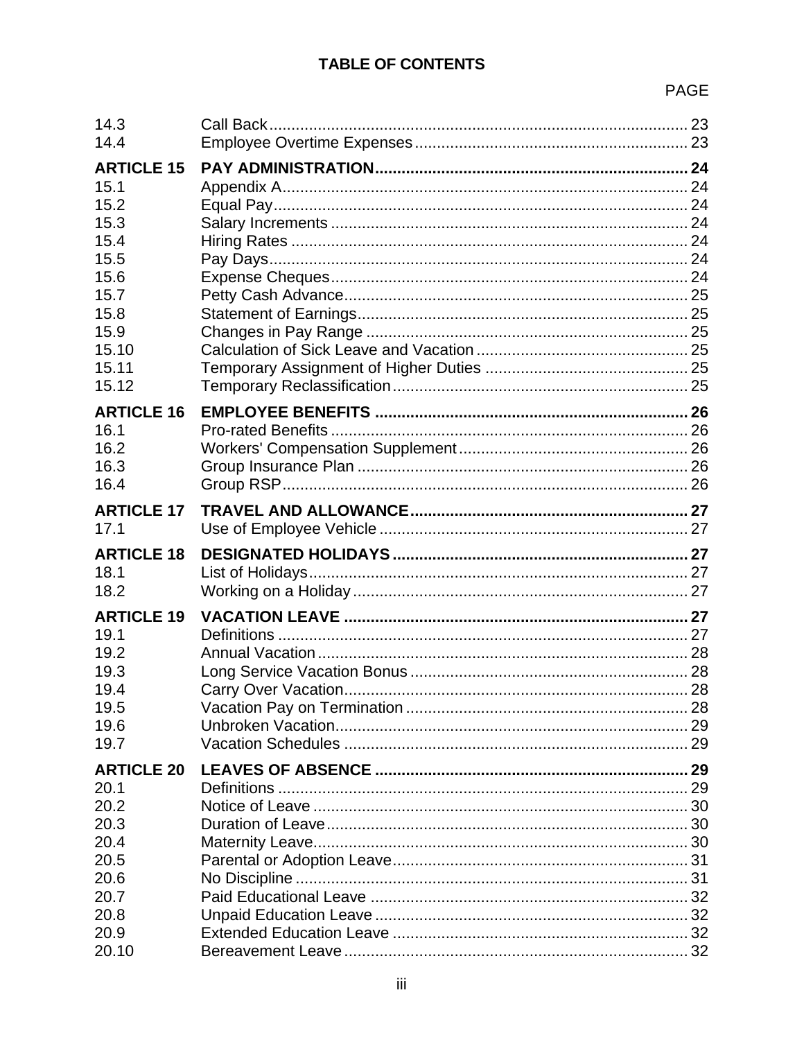## TABLE OF CONTENTS

| | | PAGE |
|---|---|---|
| 14.3 | Call Back | 23 |
| 14.4 | Employee Overtime Expenses | 23 |
| **ARTICLE 15** | **PAY ADMINISTRATION** | **24** |
| 15.1 | Appendix A | 24 |
| 15.2 | Equal Pay | 24 |
| 15.3 | Salary Increments | 24 |
| 15.4 | Hiring Rates | 24 |
| 15.5 | Pay Days | 24 |
| 15.6 | Expense Cheques | 24 |
| 15.7 | Petty Cash Advance | 25 |
| 15.8 | Statement of Earnings | 25 |
| 15.9 | Changes in Pay Range | 25 |
| 15.10 | Calculation of Sick Leave and Vacation | 25 |
| 15.11 | Temporary Assignment of Higher Duties | 25 |
| 15.12 | Temporary Reclassification | 25 |
| **ARTICLE 16** | **EMPLOYEE BENEFITS** | **26** |
| 16.1 | Pro-rated Benefits | 26 |
| 16.2 | Workers' Compensation Supplement | 26 |
| 16.3 | Group Insurance Plan | 26 |
| 16.4 | Group RSP | 26 |
| **ARTICLE 17** | **TRAVEL AND ALLOWANCE** | **27** |
| 17.1 | Use of Employee Vehicle | 27 |
| **ARTICLE 18** | **DESIGNATED HOLIDAYS** | **27** |
| 18.1 | List of Holidays | 27 |
| 18.2 | Working on a Holiday | 27 |
| **ARTICLE 19** | **VACATION LEAVE** | **27** |
| 19.1 | Definitions | 27 |
| 19.2 | Annual Vacation | 28 |
| 19.3 | Long Service Vacation Bonus | 28 |
| 19.4 | Carry Over Vacation | 28 |
| 19.5 | Vacation Pay on Termination | 28 |
| 19.6 | Unbroken Vacation | 29 |
| 19.7 | Vacation Schedules | 29 |
| **ARTICLE 20** | **LEAVES OF ABSENCE** | **29** |
| 20.1 | Definitions | 29 |
| 20.2 | Notice of Leave | 30 |
| 20.3 | Duration of Leave | 30 |
| 20.4 | Maternity Leave | 30 |
| 20.5 | Parental or Adoption Leave | 31 |
| 20.6 | No Discipline | 31 |
| 20.7 | Paid Educational Leave | 32 |
| 20.8 | Unpaid Education Leave | 32 |
| 20.9 | Extended Education Leave | 32 |
| 20.10 | Bereavement Leave | 32 |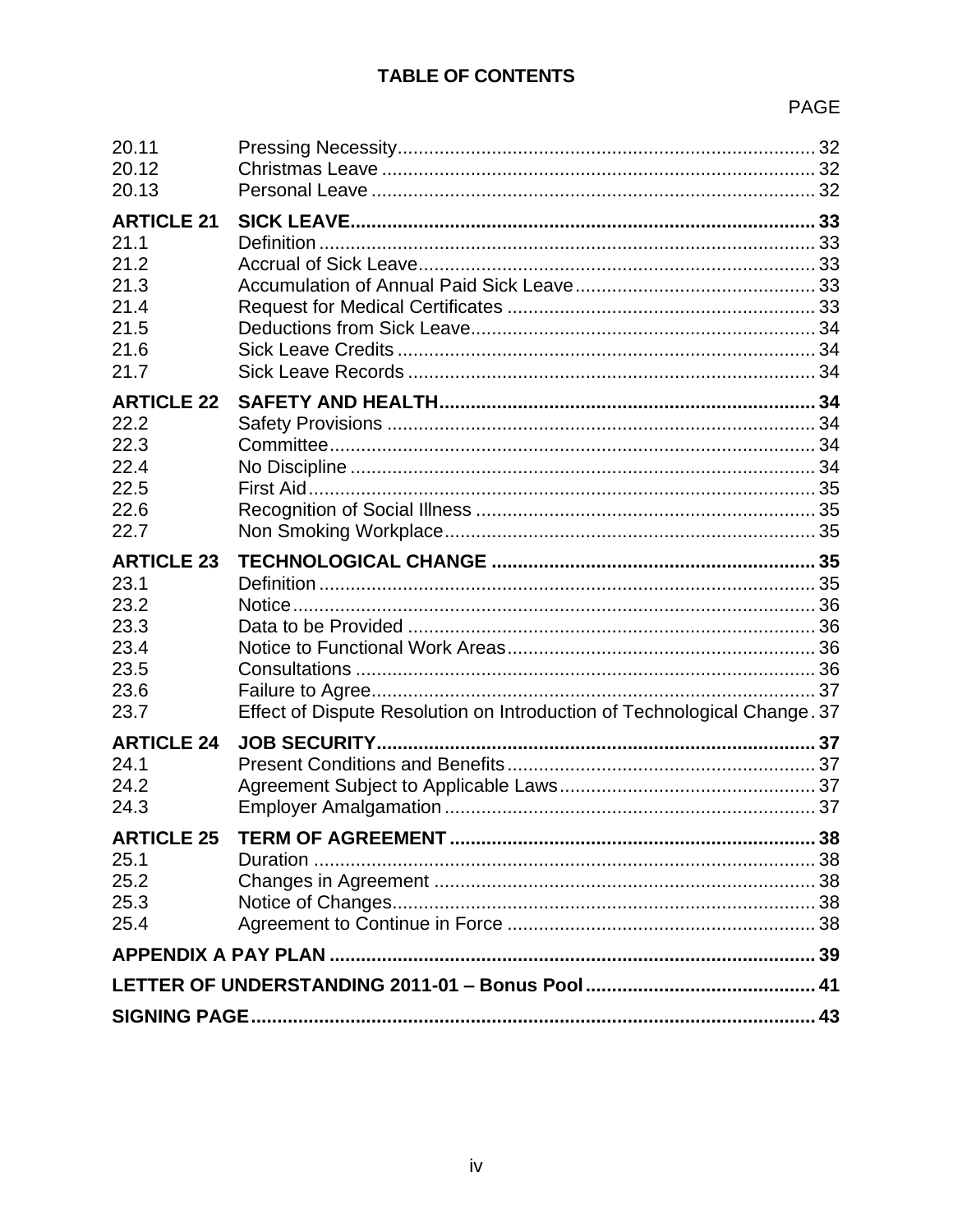## TABLE OF CONTENTS

| | | PAGE |
|---|---|---|
| 20.11 | Pressing Necessity | 32 |
| 20.12 | Christmas Leave | 32 |
| 20.13 | Personal Leave | 32 |
| **ARTICLE 21** | **SICK LEAVE** | **33** |
| 21.1 | Definition | 33 |
| 21.2 | Accrual of Sick Leave | 33 |
| 21.3 | Accumulation of Annual Paid Sick Leave | 33 |
| 21.4 | Request for Medical Certificates | 33 |
| 21.5 | Deductions from Sick Leave | 34 |
| 21.6 | Sick Leave Credits | 34 |
| 21.7 | Sick Leave Records | 34 |
| **ARTICLE 22** | **SAFETY AND HEALTH** | **34** |
| 22.2 | Safety Provisions | 34 |
| 22.3 | Committee | 34 |
| 22.4 | No Discipline | 34 |
| 22.5 | First Aid | 35 |
| 22.6 | Recognition of Social Illness | 35 |
| 22.7 | Non Smoking Workplace | 35 |
| **ARTICLE 23** | **TECHNOLOGICAL CHANGE** | **35** |
| 23.1 | Definition | 35 |
| 23.2 | Notice | 36 |
| 23.3 | Data to be Provided | 36 |
| 23.4 | Notice to Functional Work Areas | 36 |
| 23.5 | Consultations | 36 |
| 23.6 | Failure to Agree | 37 |
| 23.7 | Effect of Dispute Resolution on Introduction of Technological Change | 37 |
| **ARTICLE 24** | **JOB SECURITY** | **37** |
| 24.1 | Present Conditions and Benefits | 37 |
| 24.2 | Agreement Subject to Applicable Laws | 37 |
| 24.3 | Employer Amalgamation | 37 |
| **ARTICLE 25** | **TERM OF AGREEMENT** | **38** |
| 25.1 | Duration | 38 |
| 25.2 | Changes in Agreement | 38 |
| 25.3 | Notice of Changes | 38 |
| 25.4 | Agreement to Continue in Force | 38 |
| **APPENDIX A PAY PLAN** | | **39** |
| **LETTER OF UNDERSTANDING 2011-01 – Bonus Pool** | | **41** |
| **SIGNING PAGE** | | **43** |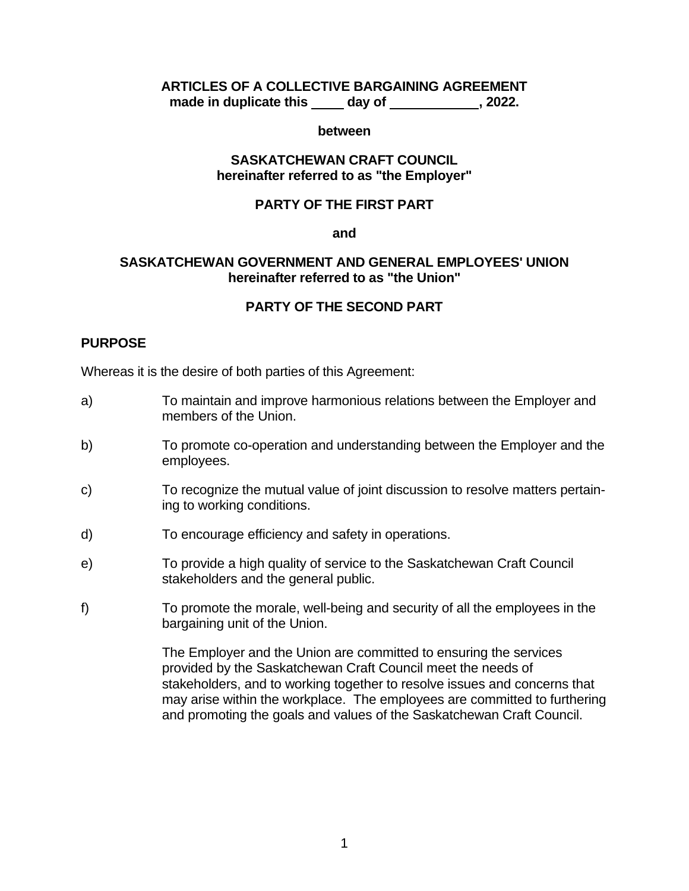**ARTICLES OF A COLLECTIVE BARGAINING AGREEMENT**
**made in duplicate this \_\_\_\_ day of \_\_\_\_\_\_\_\_\_\_\_\_, 2022.**

**between**

**SASKATCHEWAN CRAFT COUNCIL**
**hereinafter referred to as "the Employer"**

**PARTY OF THE FIRST PART**

**and**

**SASKATCHEWAN GOVERNMENT AND GENERAL EMPLOYEES' UNION**
**hereinafter referred to as "the Union"**

**PARTY OF THE SECOND PART**

## PURPOSE

Whereas it is the desire of both parties of this Agreement:

a) To maintain and improve harmonious relations between the Employer and members of the Union.

b) To promote co-operation and understanding between the Employer and the employees.

c) To recognize the mutual value of joint discussion to resolve matters pertaining to working conditions.

d) To encourage efficiency and safety in operations.

e) To provide a high quality of service to the Saskatchewan Craft Council stakeholders and the general public.

f) To promote the morale, well-being and security of all the employees in the bargaining unit of the Union.

The Employer and the Union are committed to ensuring the services provided by the Saskatchewan Craft Council meet the needs of stakeholders, and to working together to resolve issues and concerns that may arise within the workplace. The employees are committed to furthering and promoting the goals and values of the Saskatchewan Craft Council.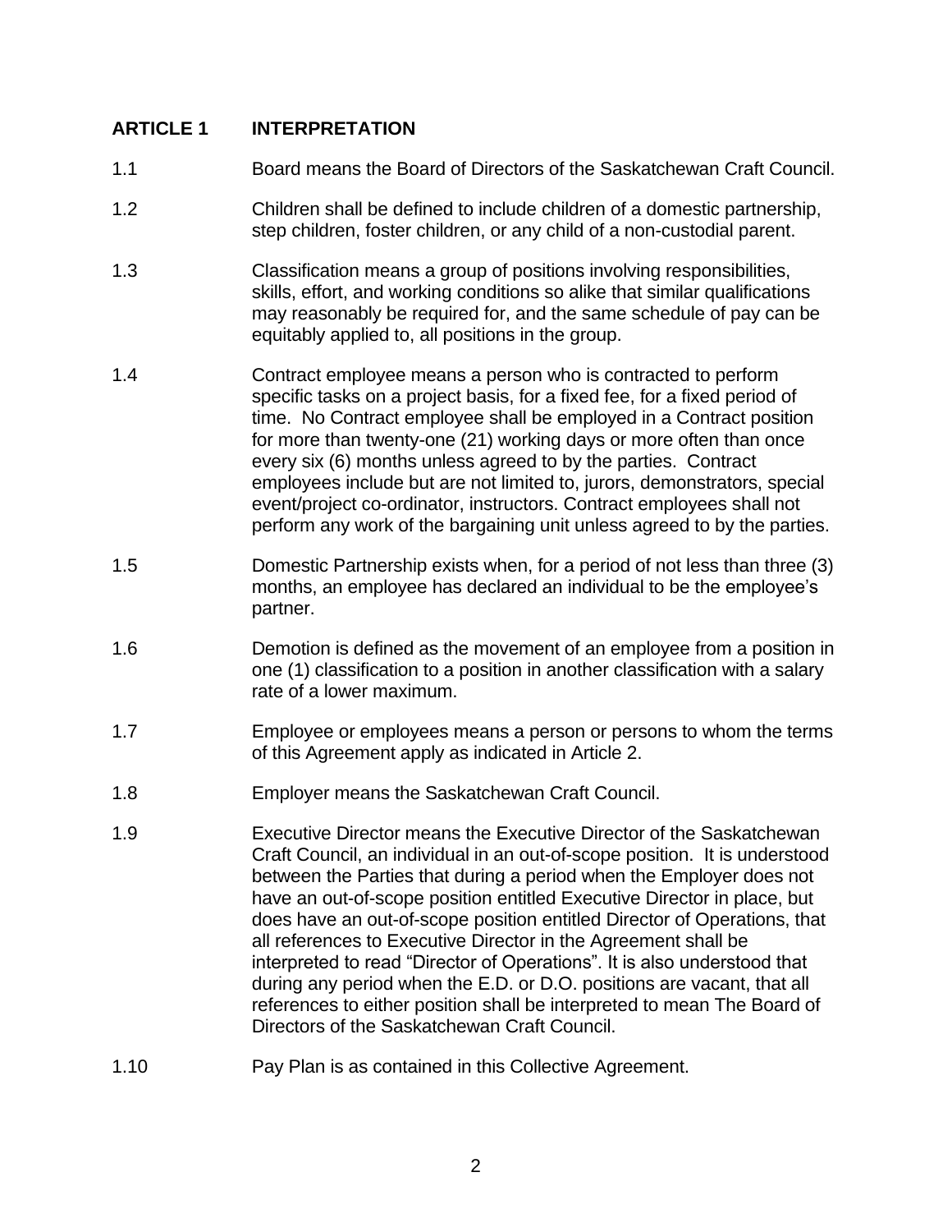## ARTICLE 1 INTERPRETATION

1.1 Board means the Board of Directors of the Saskatchewan Craft Council.

1.2 Children shall be defined to include children of a domestic partnership, step children, foster children, or any child of a non-custodial parent.

1.3 Classification means a group of positions involving responsibilities, skills, effort, and working conditions so alike that similar qualifications may reasonably be required for, and the same schedule of pay can be equitably applied to, all positions in the group.

1.4 Contract employee means a person who is contracted to perform specific tasks on a project basis, for a fixed fee, for a fixed period of time. No Contract employee shall be employed in a Contract position for more than twenty-one (21) working days or more often than once every six (6) months unless agreed to by the parties. Contract employees include but are not limited to, jurors, demonstrators, special event/project co-ordinator, instructors. Contract employees shall not perform any work of the bargaining unit unless agreed to by the parties.

1.5 Domestic Partnership exists when, for a period of not less than three (3) months, an employee has declared an individual to be the employee's partner.

1.6 Demotion is defined as the movement of an employee from a position in one (1) classification to a position in another classification with a salary rate of a lower maximum.

1.7 Employee or employees means a person or persons to whom the terms of this Agreement apply as indicated in Article 2.

1.8 Employer means the Saskatchewan Craft Council.

1.9 Executive Director means the Executive Director of the Saskatchewan Craft Council, an individual in an out-of-scope position. It is understood between the Parties that during a period when the Employer does not have an out-of-scope position entitled Executive Director in place, but does have an out-of-scope position entitled Director of Operations, that all references to Executive Director in the Agreement shall be interpreted to read "Director of Operations". It is also understood that during any period when the E.D. or D.O. positions are vacant, that all references to either position shall be interpreted to mean The Board of Directors of the Saskatchewan Craft Council.

1.10 Pay Plan is as contained in this Collective Agreement.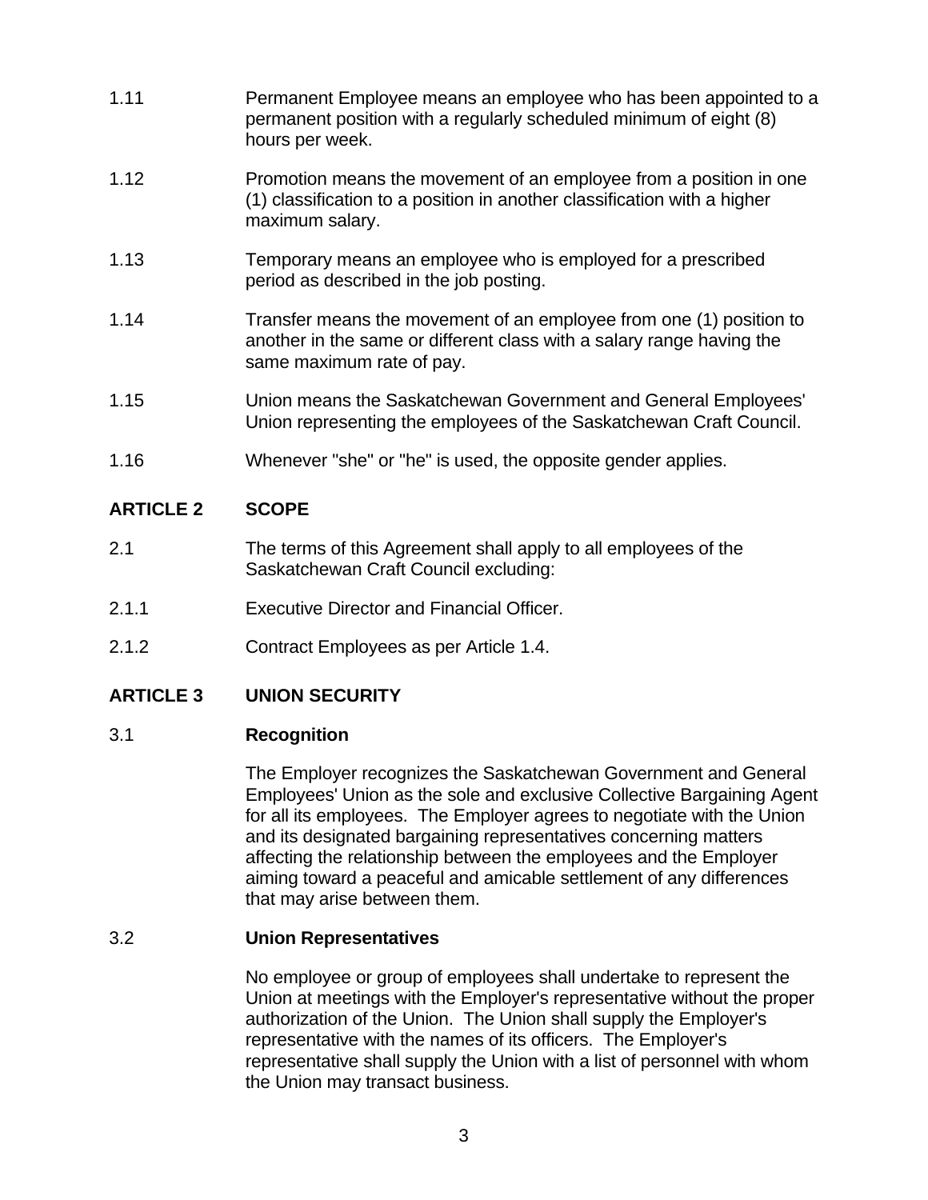1.11 Permanent Employee means an employee who has been appointed to a permanent position with a regularly scheduled minimum of eight (8) hours per week.

1.12 Promotion means the movement of an employee from a position in one (1) classification to a position in another classification with a higher maximum salary.

1.13 Temporary means an employee who is employed for a prescribed period as described in the job posting.

1.14 Transfer means the movement of an employee from one (1) position to another in the same or different class with a salary range having the same maximum rate of pay.

1.15 Union means the Saskatchewan Government and General Employees' Union representing the employees of the Saskatchewan Craft Council.

1.16 Whenever "she" or "he" is used, the opposite gender applies.

## ARTICLE 2 SCOPE

2.1 The terms of this Agreement shall apply to all employees of the Saskatchewan Craft Council excluding:

2.1.1 Executive Director and Financial Officer.

2.1.2 Contract Employees as per Article 1.4.

## ARTICLE 3 UNION SECURITY

### 3.1 Recognition

The Employer recognizes the Saskatchewan Government and General Employees' Union as the sole and exclusive Collective Bargaining Agent for all its employees. The Employer agrees to negotiate with the Union and its designated bargaining representatives concerning matters affecting the relationship between the employees and the Employer aiming toward a peaceful and amicable settlement of any differences that may arise between them.

### 3.2 Union Representatives

No employee or group of employees shall undertake to represent the Union at meetings with the Employer's representative without the proper authorization of the Union. The Union shall supply the Employer's representative with the names of its officers. The Employer's representative shall supply the Union with a list of personnel with whom the Union may transact business.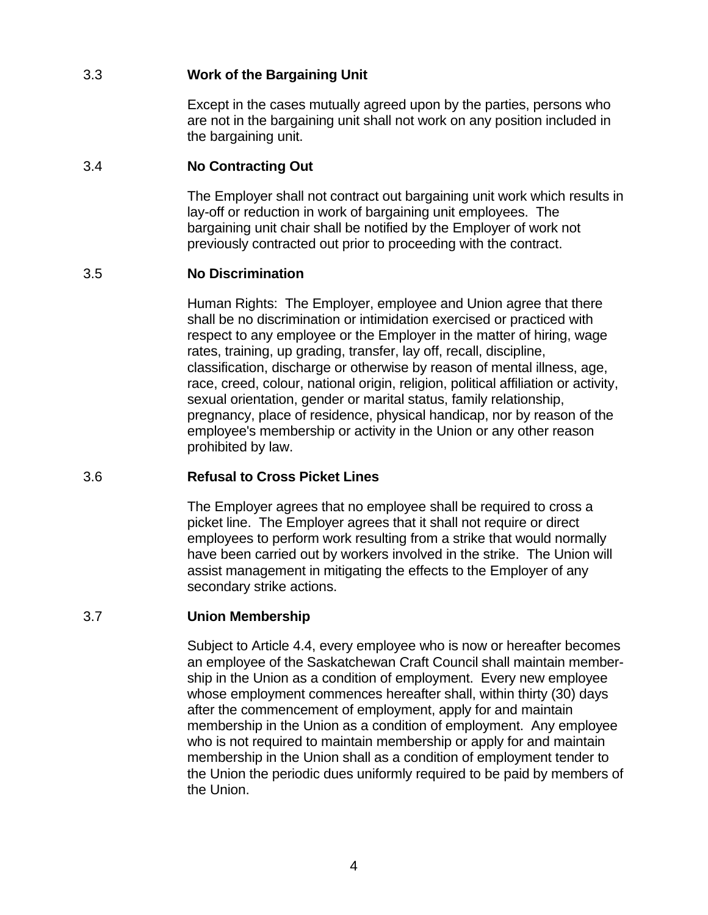### 3.3 Work of the Bargaining Unit

Except in the cases mutually agreed upon by the parties, persons who are not in the bargaining unit shall not work on any position included in the bargaining unit.

### 3.4 No Contracting Out

The Employer shall not contract out bargaining unit work which results in lay-off or reduction in work of bargaining unit employees. The bargaining unit chair shall be notified by the Employer of work not previously contracted out prior to proceeding with the contract.

### 3.5 No Discrimination

Human Rights: The Employer, employee and Union agree that there shall be no discrimination or intimidation exercised or practiced with respect to any employee or the Employer in the matter of hiring, wage rates, training, up grading, transfer, lay off, recall, discipline, classification, discharge or otherwise by reason of mental illness, age, race, creed, colour, national origin, religion, political affiliation or activity, sexual orientation, gender or marital status, family relationship, pregnancy, place of residence, physical handicap, nor by reason of the employee's membership or activity in the Union or any other reason prohibited by law.

### 3.6 Refusal to Cross Picket Lines

The Employer agrees that no employee shall be required to cross a picket line. The Employer agrees that it shall not require or direct employees to perform work resulting from a strike that would normally have been carried out by workers involved in the strike. The Union will assist management in mitigating the effects to the Employer of any secondary strike actions.

### 3.7 Union Membership

Subject to Article 4.4, every employee who is now or hereafter becomes an employee of the Saskatchewan Craft Council shall maintain membership in the Union as a condition of employment. Every new employee whose employment commences hereafter shall, within thirty (30) days after the commencement of employment, apply for and maintain membership in the Union as a condition of employment. Any employee who is not required to maintain membership or apply for and maintain membership in the Union shall as a condition of employment tender to the Union the periodic dues uniformly required to be paid by members of the Union.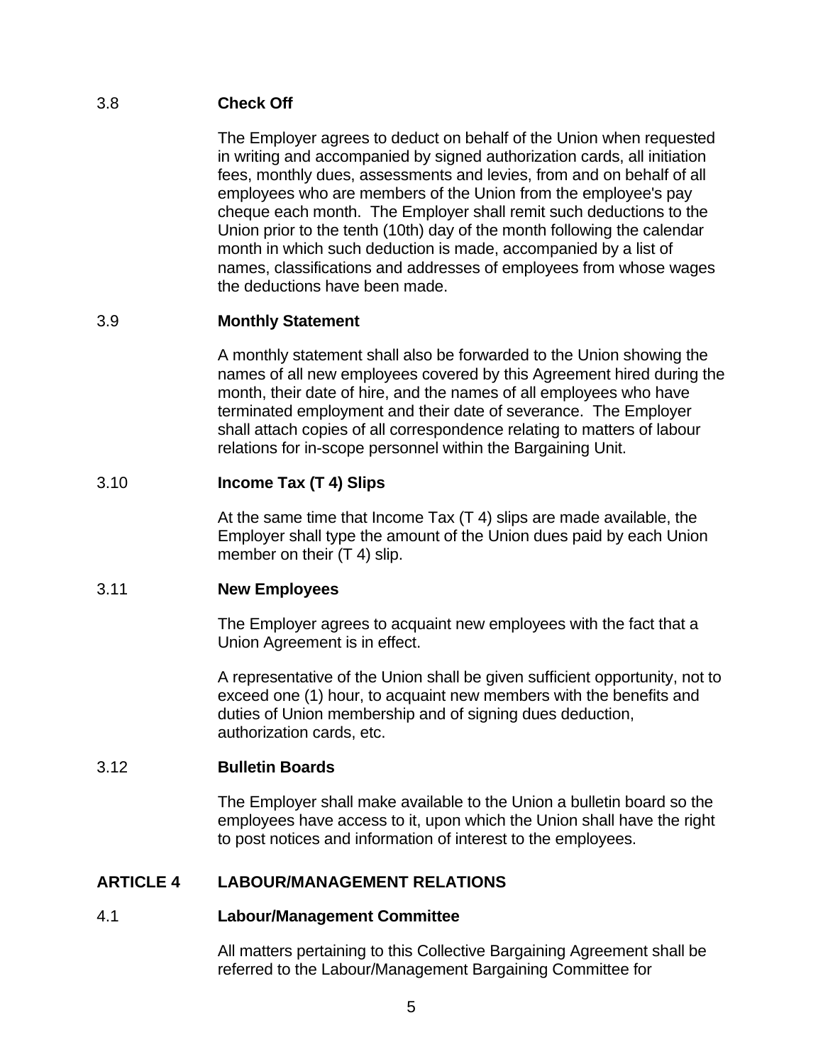### 3.8 Check Off

The Employer agrees to deduct on behalf of the Union when requested in writing and accompanied by signed authorization cards, all initiation fees, monthly dues, assessments and levies, from and on behalf of all employees who are members of the Union from the employee's pay cheque each month. The Employer shall remit such deductions to the Union prior to the tenth (10th) day of the month following the calendar month in which such deduction is made, accompanied by a list of names, classifications and addresses of employees from whose wages the deductions have been made.

### 3.9 Monthly Statement

A monthly statement shall also be forwarded to the Union showing the names of all new employees covered by this Agreement hired during the month, their date of hire, and the names of all employees who have terminated employment and their date of severance. The Employer shall attach copies of all correspondence relating to matters of labour relations for in-scope personnel within the Bargaining Unit.

### 3.10 Income Tax (T 4) Slips

At the same time that Income Tax (T 4) slips are made available, the Employer shall type the amount of the Union dues paid by each Union member on their (T 4) slip.

### 3.11 New Employees

The Employer agrees to acquaint new employees with the fact that a Union Agreement is in effect.

A representative of the Union shall be given sufficient opportunity, not to exceed one (1) hour, to acquaint new members with the benefits and duties of Union membership and of signing dues deduction, authorization cards, etc.

### 3.12 Bulletin Boards

The Employer shall make available to the Union a bulletin board so the employees have access to it, upon which the Union shall have the right to post notices and information of interest to the employees.

## ARTICLE 4 LABOUR/MANAGEMENT RELATIONS

### 4.1 Labour/Management Committee

All matters pertaining to this Collective Bargaining Agreement shall be referred to the Labour/Management Bargaining Committee for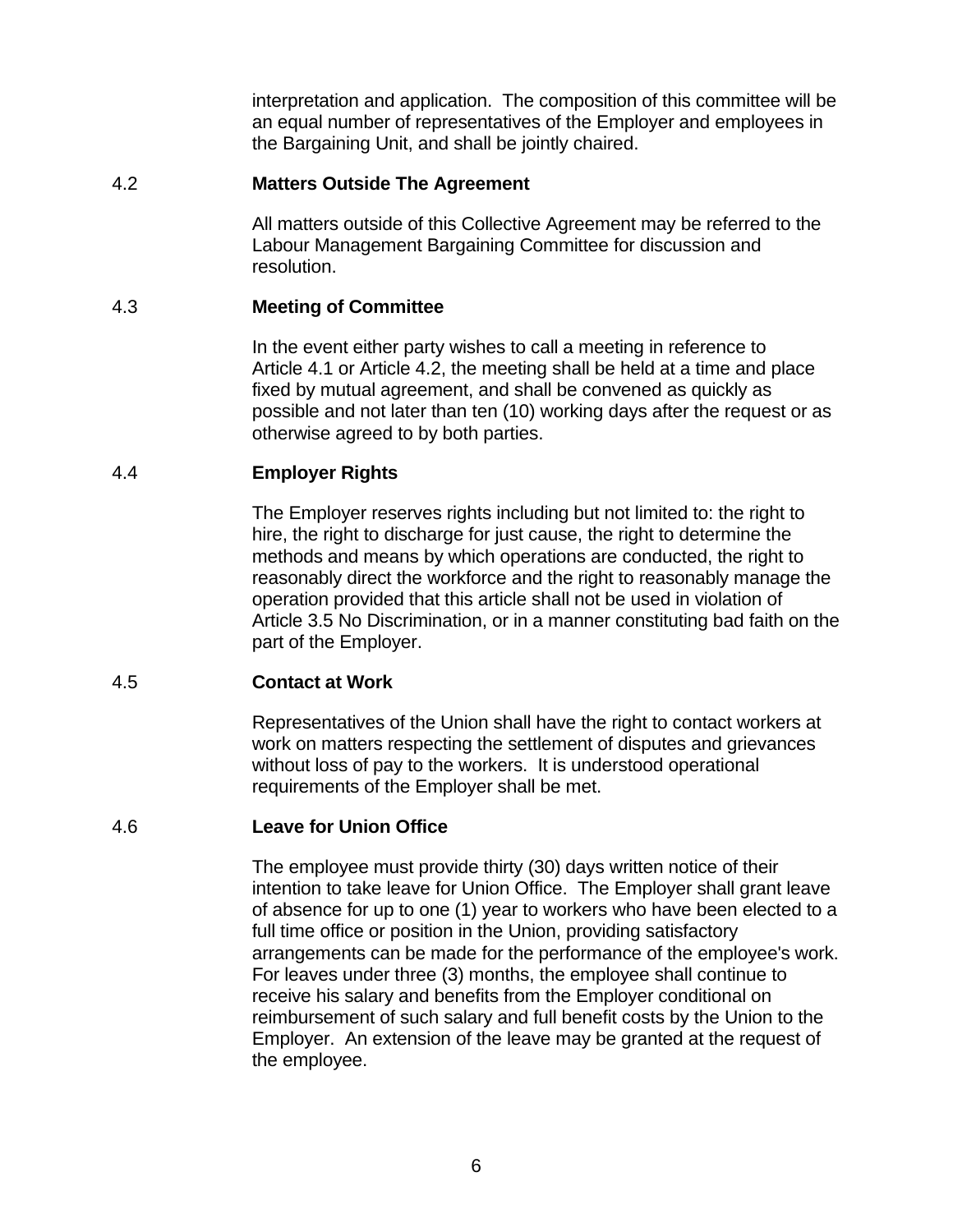interpretation and application. The composition of this committee will be an equal number of representatives of the Employer and employees in the Bargaining Unit, and shall be jointly chaired.

### 4.2 Matters Outside The Agreement

All matters outside of this Collective Agreement may be referred to the Labour Management Bargaining Committee for discussion and resolution.

### 4.3 Meeting of Committee

In the event either party wishes to call a meeting in reference to Article 4.1 or Article 4.2, the meeting shall be held at a time and place fixed by mutual agreement, and shall be convened as quickly as possible and not later than ten (10) working days after the request or as otherwise agreed to by both parties.

### 4.4 Employer Rights

The Employer reserves rights including but not limited to: the right to hire, the right to discharge for just cause, the right to determine the methods and means by which operations are conducted, the right to reasonably direct the workforce and the right to reasonably manage the operation provided that this article shall not be used in violation of Article 3.5 No Discrimination, or in a manner constituting bad faith on the part of the Employer.

### 4.5 Contact at Work

Representatives of the Union shall have the right to contact workers at work on matters respecting the settlement of disputes and grievances without loss of pay to the workers. It is understood operational requirements of the Employer shall be met.

### 4.6 Leave for Union Office

The employee must provide thirty (30) days written notice of their intention to take leave for Union Office. The Employer shall grant leave of absence for up to one (1) year to workers who have been elected to a full time office or position in the Union, providing satisfactory arrangements can be made for the performance of the employee's work. For leaves under three (3) months, the employee shall continue to receive his salary and benefits from the Employer conditional on reimbursement of such salary and full benefit costs by the Union to the Employer. An extension of the leave may be granted at the request of the employee.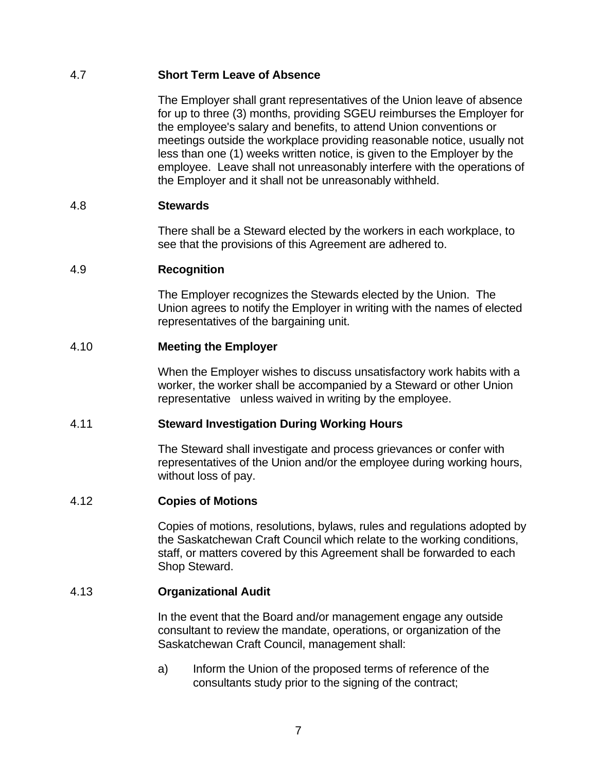### 4.7 Short Term Leave of Absence

The Employer shall grant representatives of the Union leave of absence for up to three (3) months, providing SGEU reimburses the Employer for the employee's salary and benefits, to attend Union conventions or meetings outside the workplace providing reasonable notice, usually not less than one (1) weeks written notice, is given to the Employer by the employee. Leave shall not unreasonably interfere with the operations of the Employer and it shall not be unreasonably withheld.

### 4.8 Stewards

There shall be a Steward elected by the workers in each workplace, to see that the provisions of this Agreement are adhered to.

### 4.9 Recognition

The Employer recognizes the Stewards elected by the Union. The Union agrees to notify the Employer in writing with the names of elected representatives of the bargaining unit.

### 4.10 Meeting the Employer

When the Employer wishes to discuss unsatisfactory work habits with a worker, the worker shall be accompanied by a Steward or other Union representative unless waived in writing by the employee.

### 4.11 Steward Investigation During Working Hours

The Steward shall investigate and process grievances or confer with representatives of the Union and/or the employee during working hours, without loss of pay.

### 4.12 Copies of Motions

Copies of motions, resolutions, bylaws, rules and regulations adopted by the Saskatchewan Craft Council which relate to the working conditions, staff, or matters covered by this Agreement shall be forwarded to each Shop Steward.

### 4.13 Organizational Audit

In the event that the Board and/or management engage any outside consultant to review the mandate, operations, or organization of the Saskatchewan Craft Council, management shall:

a) Inform the Union of the proposed terms of reference of the consultants study prior to the signing of the contract;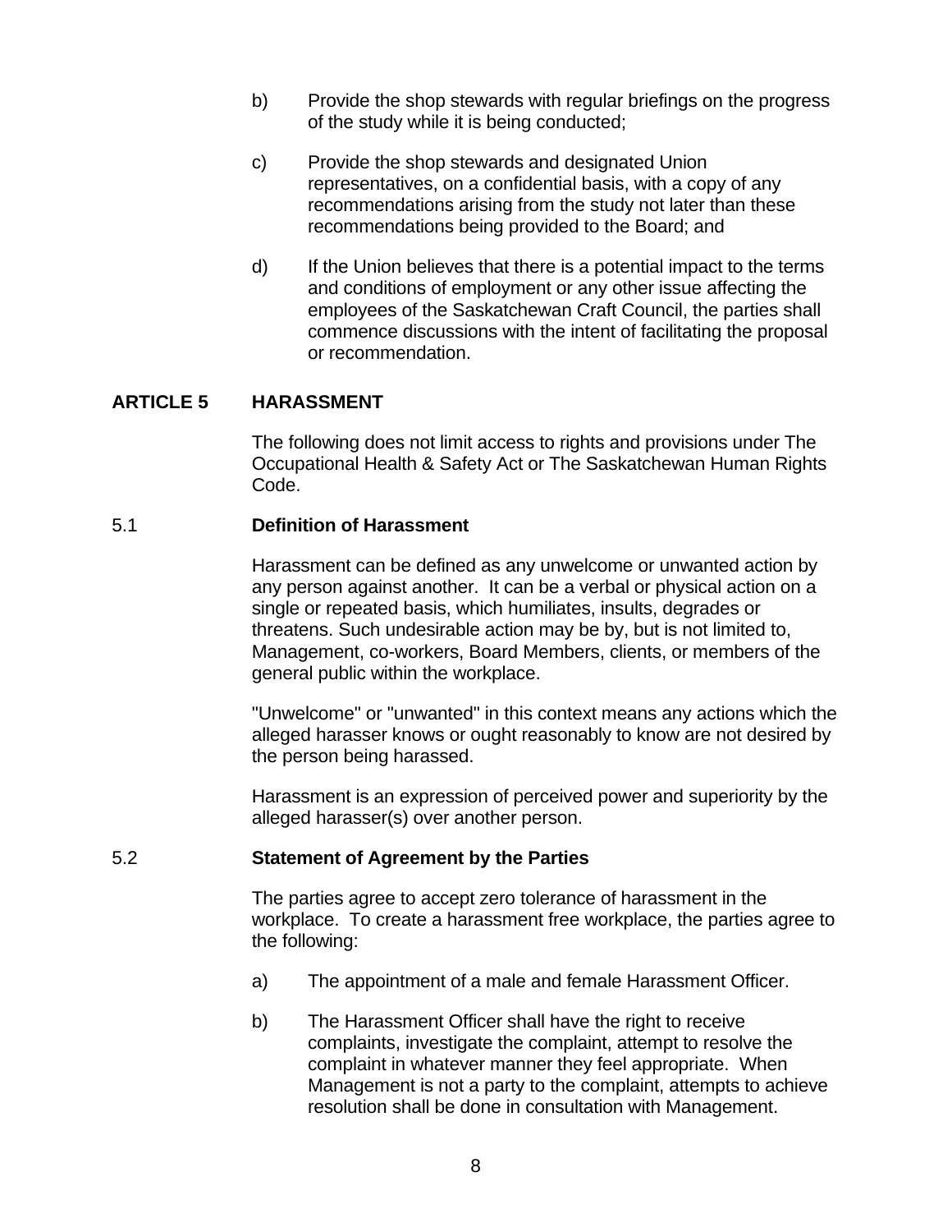b) Provide the shop stewards with regular briefings on the progress of the study while it is being conducted;

c) Provide the shop stewards and designated Union representatives, on a confidential basis, with a copy of any recommendations arising from the study not later than these recommendations being provided to the Board; and

d) If the Union believes that there is a potential impact to the terms and conditions of employment or any other issue affecting the employees of the Saskatchewan Craft Council, the parties shall commence discussions with the intent of facilitating the proposal or recommendation.

## ARTICLE 5 HARASSMENT

The following does not limit access to rights and provisions under The Occupational Health & Safety Act or The Saskatchewan Human Rights Code.

### 5.1 Definition of Harassment

Harassment can be defined as any unwelcome or unwanted action by any person against another. It can be a verbal or physical action on a single or repeated basis, which humiliates, insults, degrades or threatens. Such undesirable action may be by, but is not limited to, Management, co-workers, Board Members, clients, or members of the general public within the workplace.

"Unwelcome" or "unwanted" in this context means any actions which the alleged harasser knows or ought reasonably to know are not desired by the person being harassed.

Harassment is an expression of perceived power and superiority by the alleged harasser(s) over another person.

### 5.2 Statement of Agreement by the Parties

The parties agree to accept zero tolerance of harassment in the workplace. To create a harassment free workplace, the parties agree to the following:

a) The appointment of a male and female Harassment Officer.

b) The Harassment Officer shall have the right to receive complaints, investigate the complaint, attempt to resolve the complaint in whatever manner they feel appropriate. When Management is not a party to the complaint, attempts to achieve resolution shall be done in consultation with Management.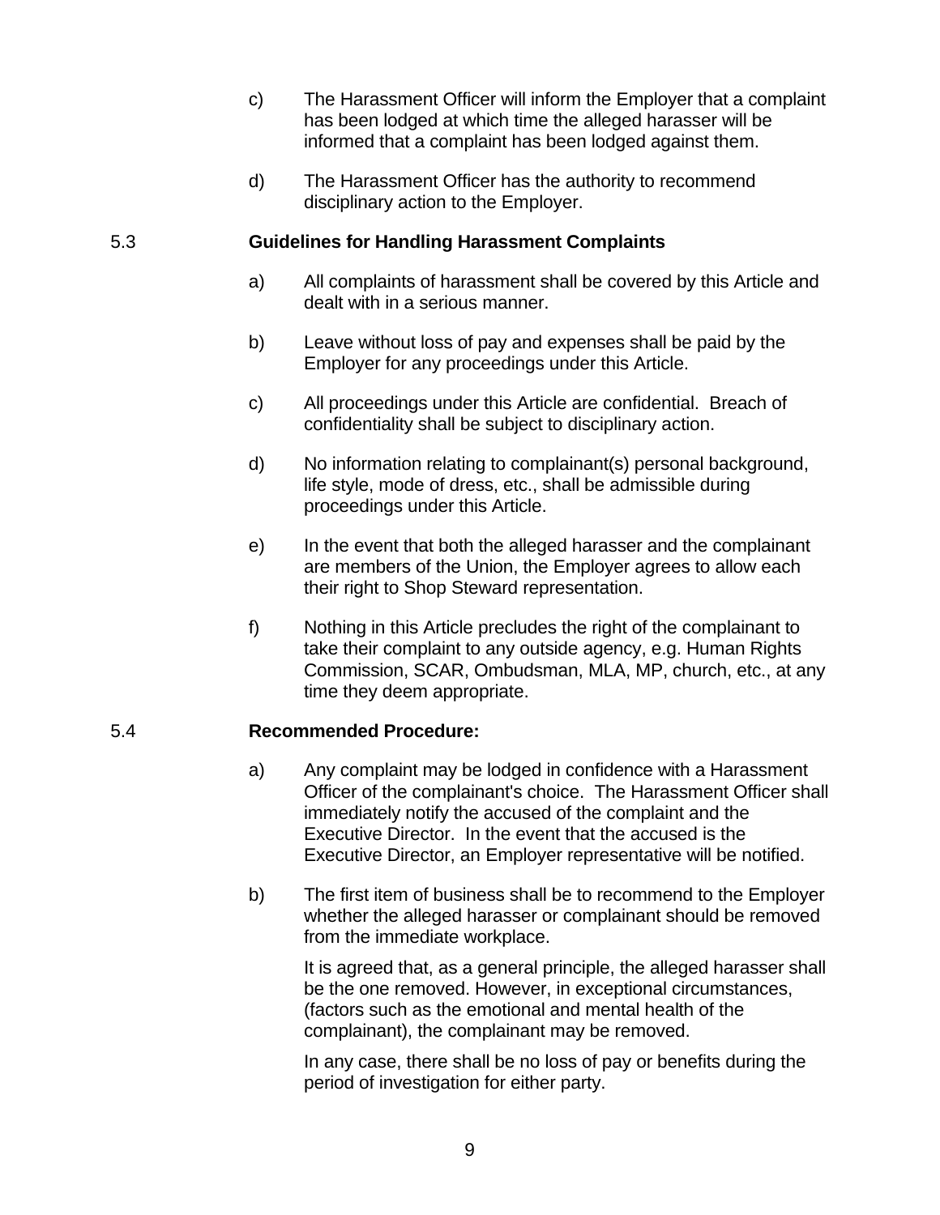c) The Harassment Officer will inform the Employer that a complaint has been lodged at which time the alleged harasser will be informed that a complaint has been lodged against them.

d) The Harassment Officer has the authority to recommend disciplinary action to the Employer.

### 5.3 Guidelines for Handling Harassment Complaints

a) All complaints of harassment shall be covered by this Article and dealt with in a serious manner.

b) Leave without loss of pay and expenses shall be paid by the Employer for any proceedings under this Article.

c) All proceedings under this Article are confidential. Breach of confidentiality shall be subject to disciplinary action.

d) No information relating to complainant(s) personal background, life style, mode of dress, etc., shall be admissible during proceedings under this Article.

e) In the event that both the alleged harasser and the complainant are members of the Union, the Employer agrees to allow each their right to Shop Steward representation.

f) Nothing in this Article precludes the right of the complainant to take their complaint to any outside agency, e.g. Human Rights Commission, SCAR, Ombudsman, MLA, MP, church, etc., at any time they deem appropriate.

### 5.4 Recommended Procedure:

a) Any complaint may be lodged in confidence with a Harassment Officer of the complainant's choice. The Harassment Officer shall immediately notify the accused of the complaint and the Executive Director. In the event that the accused is the Executive Director, an Employer representative will be notified.

b) The first item of business shall be to recommend to the Employer whether the alleged harasser or complainant should be removed from the immediate workplace.

It is agreed that, as a general principle, the alleged harasser shall be the one removed. However, in exceptional circumstances, (factors such as the emotional and mental health of the complainant), the complainant may be removed.

In any case, there shall be no loss of pay or benefits during the period of investigation for either party.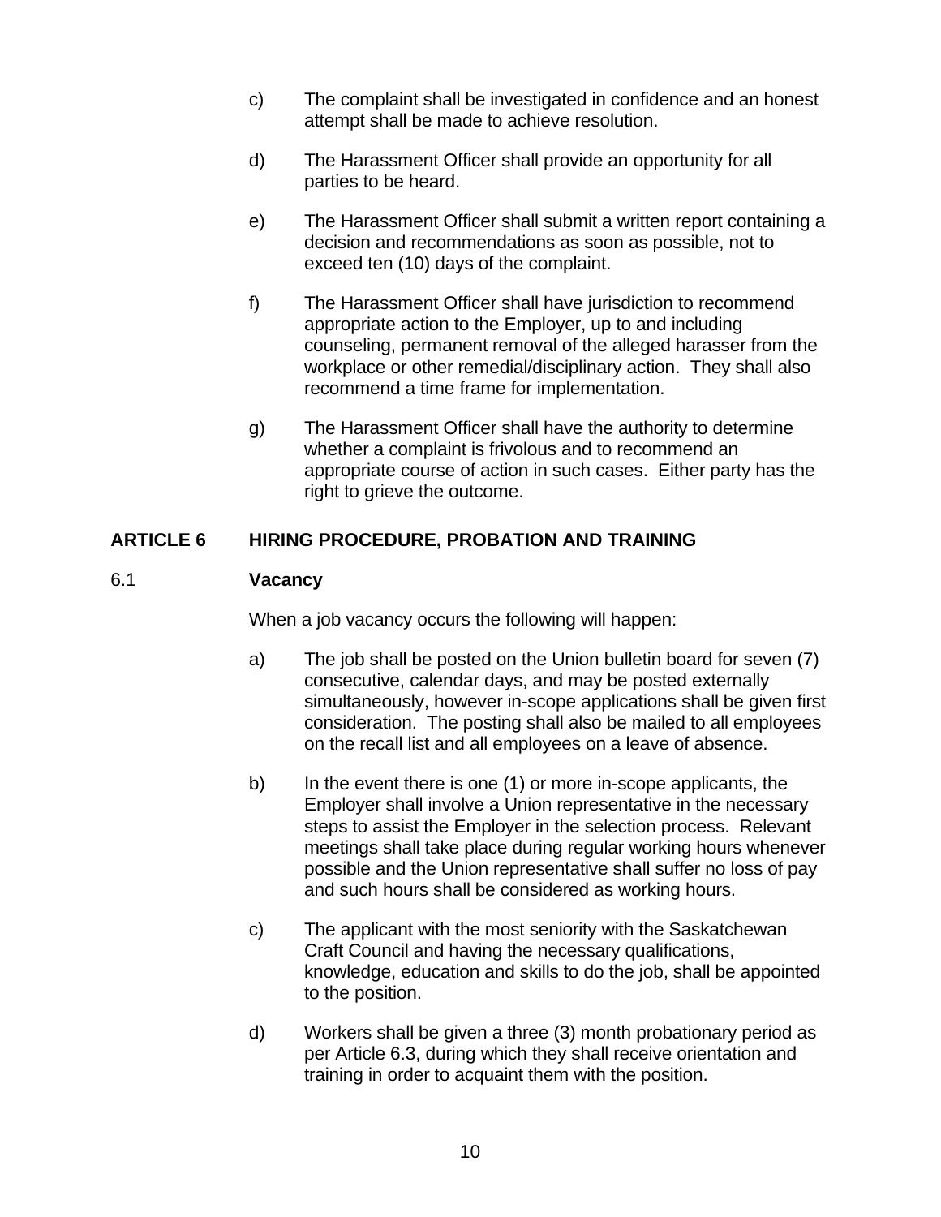c) The complaint shall be investigated in confidence and an honest attempt shall be made to achieve resolution.

d) The Harassment Officer shall provide an opportunity for all parties to be heard.

e) The Harassment Officer shall submit a written report containing a decision and recommendations as soon as possible, not to exceed ten (10) days of the complaint.

f) The Harassment Officer shall have jurisdiction to recommend appropriate action to the Employer, up to and including counseling, permanent removal of the alleged harasser from the workplace or other remedial/disciplinary action. They shall also recommend a time frame for implementation.

g) The Harassment Officer shall have the authority to determine whether a complaint is frivolous and to recommend an appropriate course of action in such cases. Either party has the right to grieve the outcome.

## ARTICLE 6 HIRING PROCEDURE, PROBATION AND TRAINING

### 6.1 Vacancy

When a job vacancy occurs the following will happen:

a) The job shall be posted on the Union bulletin board for seven (7) consecutive, calendar days, and may be posted externally simultaneously, however in-scope applications shall be given first consideration. The posting shall also be mailed to all employees on the recall list and all employees on a leave of absence.

b) In the event there is one (1) or more in-scope applicants, the Employer shall involve a Union representative in the necessary steps to assist the Employer in the selection process. Relevant meetings shall take place during regular working hours whenever possible and the Union representative shall suffer no loss of pay and such hours shall be considered as working hours.

c) The applicant with the most seniority with the Saskatchewan Craft Council and having the necessary qualifications, knowledge, education and skills to do the job, shall be appointed to the position.

d) Workers shall be given a three (3) month probationary period as per Article 6.3, during which they shall receive orientation and training in order to acquaint them with the position.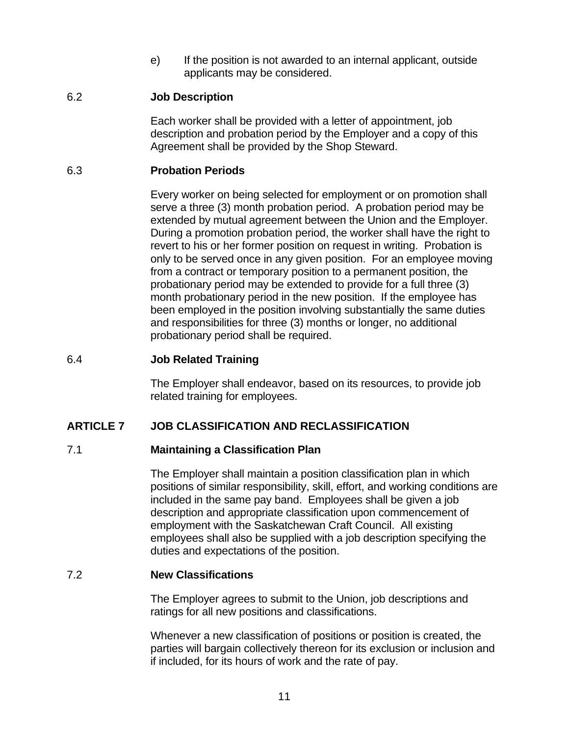e) If the position is not awarded to an internal applicant, outside applicants may be considered.

### 6.2 Job Description

Each worker shall be provided with a letter of appointment, job description and probation period by the Employer and a copy of this Agreement shall be provided by the Shop Steward.

### 6.3 Probation Periods

Every worker on being selected for employment or on promotion shall serve a three (3) month probation period. A probation period may be extended by mutual agreement between the Union and the Employer. During a promotion probation period, the worker shall have the right to revert to his or her former position on request in writing. Probation is only to be served once in any given position. For an employee moving from a contract or temporary position to a permanent position, the probationary period may be extended to provide for a full three (3) month probationary period in the new position. If the employee has been employed in the position involving substantially the same duties and responsibilities for three (3) months or longer, no additional probationary period shall be required.

### 6.4 Job Related Training

The Employer shall endeavor, based on its resources, to provide job related training for employees.

## ARTICLE 7 JOB CLASSIFICATION AND RECLASSIFICATION

### 7.1 Maintaining a Classification Plan

The Employer shall maintain a position classification plan in which positions of similar responsibility, skill, effort, and working conditions are included in the same pay band. Employees shall be given a job description and appropriate classification upon commencement of employment with the Saskatchewan Craft Council. All existing employees shall also be supplied with a job description specifying the duties and expectations of the position.

### 7.2 New Classifications

The Employer agrees to submit to the Union, job descriptions and ratings for all new positions and classifications.

Whenever a new classification of positions or position is created, the parties will bargain collectively thereon for its exclusion or inclusion and if included, for its hours of work and the rate of pay.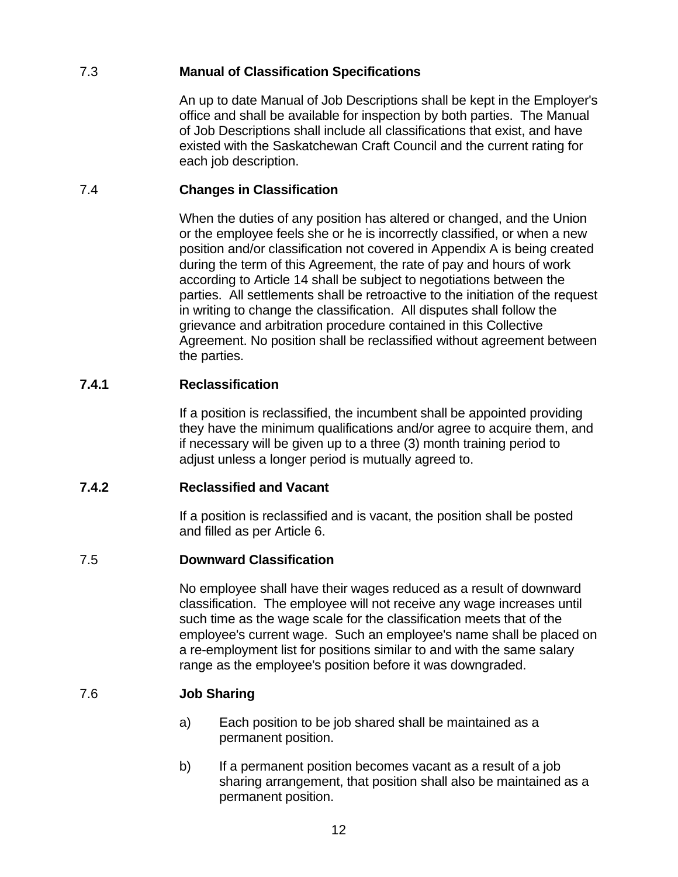### 7.3 Manual of Classification Specifications

An up to date Manual of Job Descriptions shall be kept in the Employer's office and shall be available for inspection by both parties. The Manual of Job Descriptions shall include all classifications that exist, and have existed with the Saskatchewan Craft Council and the current rating for each job description.

### 7.4 Changes in Classification

When the duties of any position has altered or changed, and the Union or the employee feels she or he is incorrectly classified, or when a new position and/or classification not covered in Appendix A is being created during the term of this Agreement, the rate of pay and hours of work according to Article 14 shall be subject to negotiations between the parties. All settlements shall be retroactive to the initiation of the request in writing to change the classification. All disputes shall follow the grievance and arbitration procedure contained in this Collective Agreement. No position shall be reclassified without agreement between the parties.

### 7.4.1 Reclassification

If a position is reclassified, the incumbent shall be appointed providing they have the minimum qualifications and/or agree to acquire them, and if necessary will be given up to a three (3) month training period to adjust unless a longer period is mutually agreed to.

### 7.4.2 Reclassified and Vacant

If a position is reclassified and is vacant, the position shall be posted and filled as per Article 6.

### 7.5 Downward Classification

No employee shall have their wages reduced as a result of downward classification. The employee will not receive any wage increases until such time as the wage scale for the classification meets that of the employee's current wage. Such an employee's name shall be placed on a re-employment list for positions similar to and with the same salary range as the employee's position before it was downgraded.

### 7.6 Job Sharing

a) Each position to be job shared shall be maintained as a permanent position.

b) If a permanent position becomes vacant as a result of a job sharing arrangement, that position shall also be maintained as a permanent position.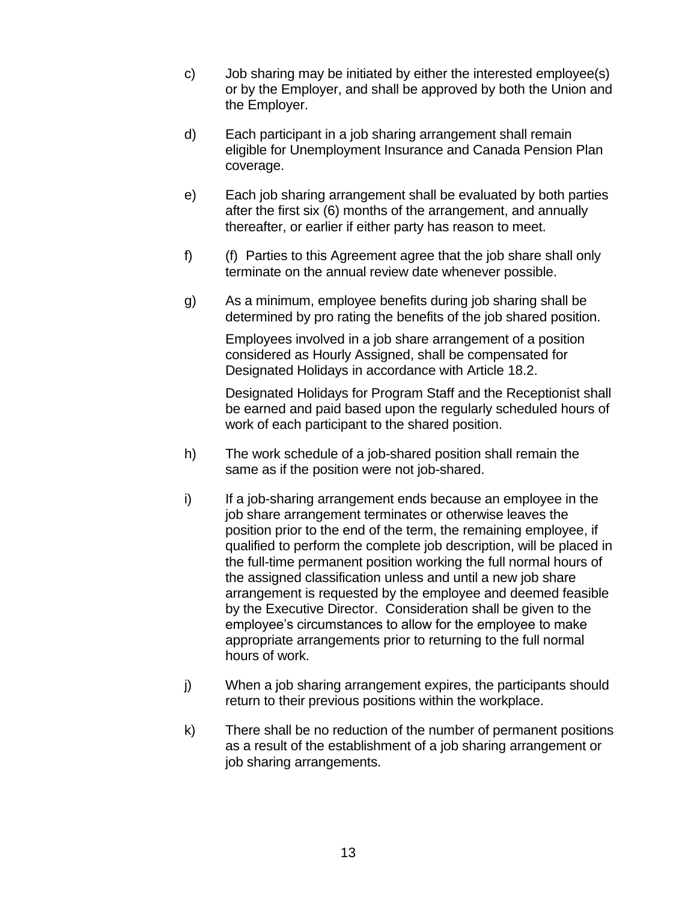c) Job sharing may be initiated by either the interested employee(s) or by the Employer, and shall be approved by both the Union and the Employer.

d) Each participant in a job sharing arrangement shall remain eligible for Unemployment Insurance and Canada Pension Plan coverage.

e) Each job sharing arrangement shall be evaluated by both parties after the first six (6) months of the arrangement, and annually thereafter, or earlier if either party has reason to meet.

f) (f) Parties to this Agreement agree that the job share shall only terminate on the annual review date whenever possible.

g) As a minimum, employee benefits during job sharing shall be determined by pro rating the benefits of the job shared position.

   Employees involved in a job share arrangement of a position considered as Hourly Assigned, shall be compensated for Designated Holidays in accordance with Article 18.2.

   Designated Holidays for Program Staff and the Receptionist shall be earned and paid based upon the regularly scheduled hours of work of each participant to the shared position.

h) The work schedule of a job-shared position shall remain the same as if the position were not job-shared.

i) If a job-sharing arrangement ends because an employee in the job share arrangement terminates or otherwise leaves the position prior to the end of the term, the remaining employee, if qualified to perform the complete job description, will be placed in the full-time permanent position working the full normal hours of the assigned classification unless and until a new job share arrangement is requested by the employee and deemed feasible by the Executive Director. Consideration shall be given to the employee's circumstances to allow for the employee to make appropriate arrangements prior to returning to the full normal hours of work.

j) When a job sharing arrangement expires, the participants should return to their previous positions within the workplace.

k) There shall be no reduction of the number of permanent positions as a result of the establishment of a job sharing arrangement or job sharing arrangements.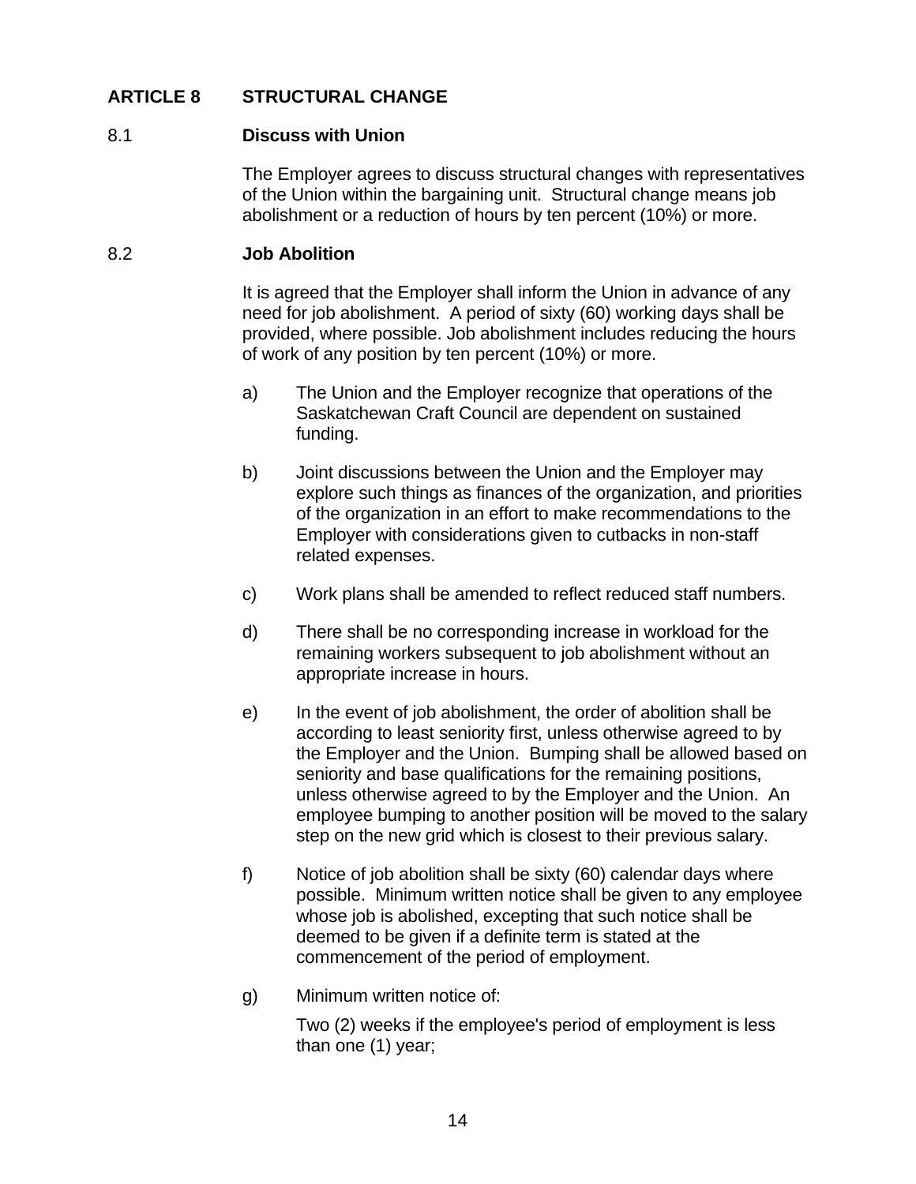## ARTICLE 8 STRUCTURAL CHANGE

### 8.1 Discuss with Union

The Employer agrees to discuss structural changes with representatives of the Union within the bargaining unit. Structural change means job abolishment or a reduction of hours by ten percent (10%) or more.

### 8.2 Job Abolition

It is agreed that the Employer shall inform the Union in advance of any need for job abolishment. A period of sixty (60) working days shall be provided, where possible. Job abolishment includes reducing the hours of work of any position by ten percent (10%) or more.

a) The Union and the Employer recognize that operations of the Saskatchewan Craft Council are dependent on sustained funding.

b) Joint discussions between the Union and the Employer may explore such things as finances of the organization, and priorities of the organization in an effort to make recommendations to the Employer with considerations given to cutbacks in non-staff related expenses.

c) Work plans shall be amended to reflect reduced staff numbers.

d) There shall be no corresponding increase in workload for the remaining workers subsequent to job abolishment without an appropriate increase in hours.

e) In the event of job abolishment, the order of abolition shall be according to least seniority first, unless otherwise agreed to by the Employer and the Union. Bumping shall be allowed based on seniority and base qualifications for the remaining positions, unless otherwise agreed to by the Employer and the Union. An employee bumping to another position will be moved to the salary step on the new grid which is closest to their previous salary.

f) Notice of job abolition shall be sixty (60) calendar days where possible. Minimum written notice shall be given to any employee whose job is abolished, excepting that such notice shall be deemed to be given if a definite term is stated at the commencement of the period of employment.

g) Minimum written notice of:

Two (2) weeks if the employee's period of employment is less than one (1) year;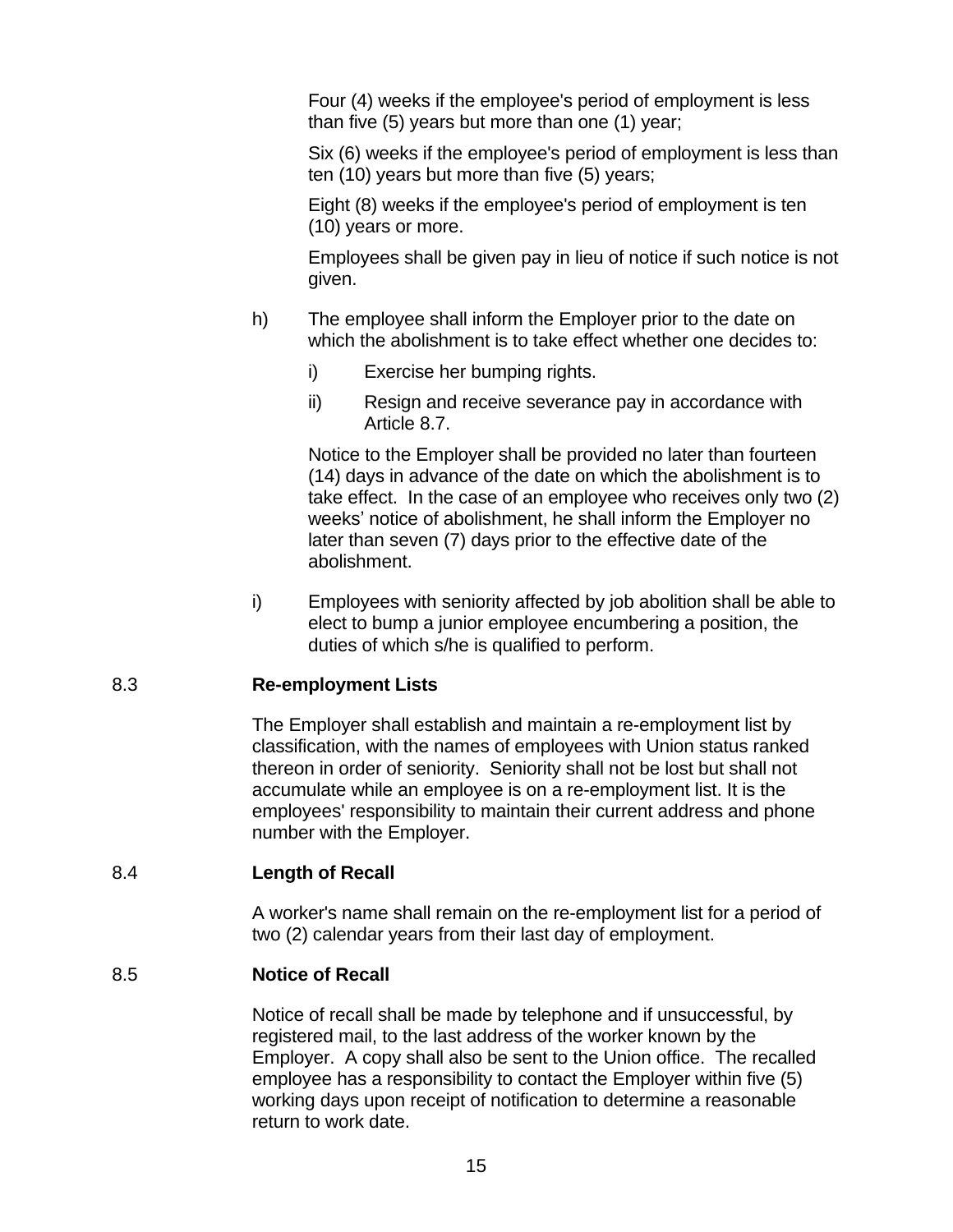Four (4) weeks if the employee's period of employment is less than five (5) years but more than one (1) year;

Six (6) weeks if the employee's period of employment is less than ten (10) years but more than five (5) years;

Eight (8) weeks if the employee's period of employment is ten (10) years or more.

Employees shall be given pay in lieu of notice if such notice is not given.

h) The employee shall inform the Employer prior to the date on which the abolishment is to take effect whether one decides to:

   i) Exercise her bumping rights.

   ii) Resign and receive severance pay in accordance with Article 8.7.

   Notice to the Employer shall be provided no later than fourteen (14) days in advance of the date on which the abolishment is to take effect. In the case of an employee who receives only two (2) weeks' notice of abolishment, he shall inform the Employer no later than seven (7) days prior to the effective date of the abolishment.

i) Employees with seniority affected by job abolition shall be able to elect to bump a junior employee encumbering a position, the duties of which s/he is qualified to perform.

## 8.3 Re-employment Lists

The Employer shall establish and maintain a re-employment list by classification, with the names of employees with Union status ranked thereon in order of seniority. Seniority shall not be lost but shall not accumulate while an employee is on a re-employment list. It is the employees' responsibility to maintain their current address and phone number with the Employer.

## 8.4 Length of Recall

A worker's name shall remain on the re-employment list for a period of two (2) calendar years from their last day of employment.

## 8.5 Notice of Recall

Notice of recall shall be made by telephone and if unsuccessful, by registered mail, to the last address of the worker known by the Employer. A copy shall also be sent to the Union office. The recalled employee has a responsibility to contact the Employer within five (5) working days upon receipt of notification to determine a reasonable return to work date.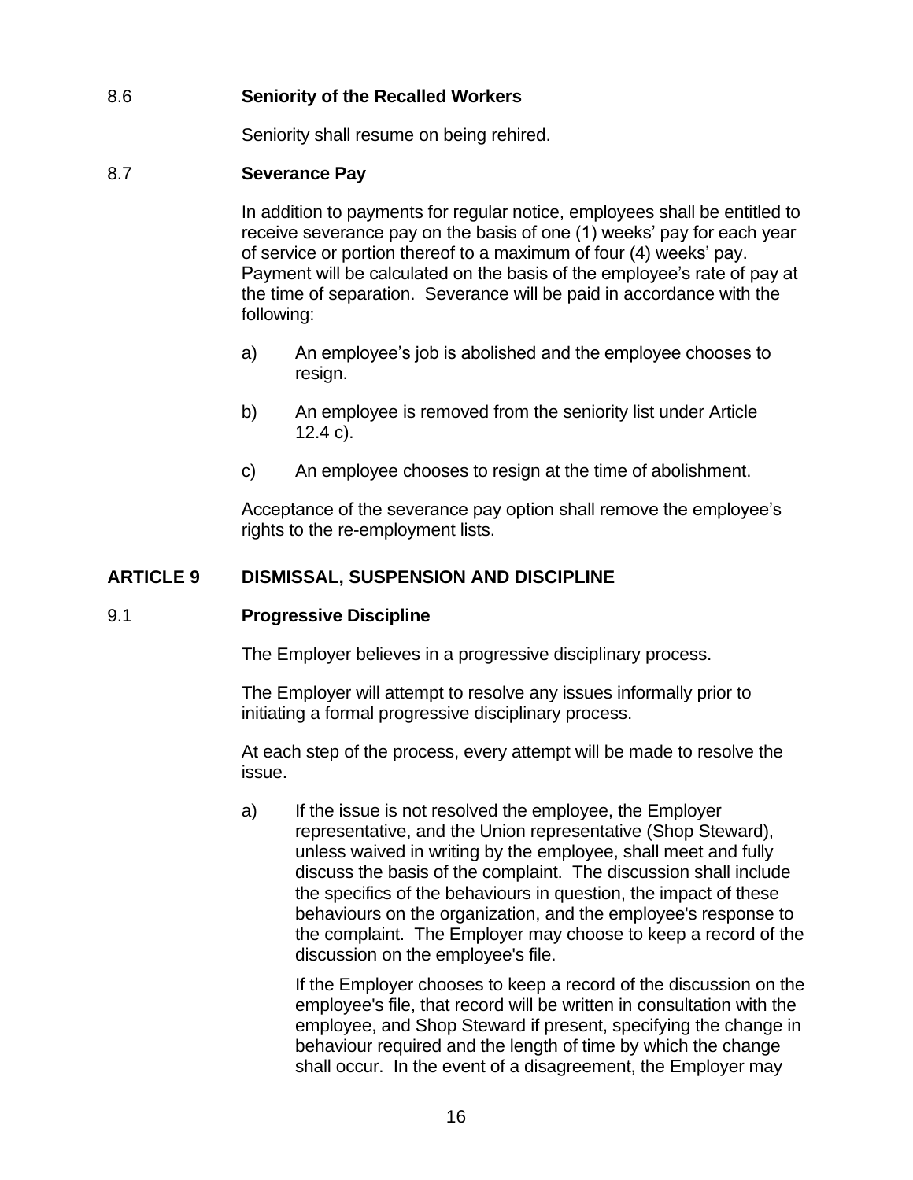### 8.6 Seniority of the Recalled Workers

Seniority shall resume on being rehired.

### 8.7 Severance Pay

In addition to payments for regular notice, employees shall be entitled to receive severance pay on the basis of one (1) weeks' pay for each year of service or portion thereof to a maximum of four (4) weeks' pay. Payment will be calculated on the basis of the employee's rate of pay at the time of separation. Severance will be paid in accordance with the following:

a) An employee's job is abolished and the employee chooses to resign.

b) An employee is removed from the seniority list under Article 12.4 c).

c) An employee chooses to resign at the time of abolishment.

Acceptance of the severance pay option shall remove the employee's rights to the re-employment lists.

## ARTICLE 9 DISMISSAL, SUSPENSION AND DISCIPLINE

### 9.1 Progressive Discipline

The Employer believes in a progressive disciplinary process.

The Employer will attempt to resolve any issues informally prior to initiating a formal progressive disciplinary process.

At each step of the process, every attempt will be made to resolve the issue.

a) If the issue is not resolved the employee, the Employer representative, and the Union representative (Shop Steward), unless waived in writing by the employee, shall meet and fully discuss the basis of the complaint. The discussion shall include the specifics of the behaviours in question, the impact of these behaviours on the organization, and the employee's response to the complaint. The Employer may choose to keep a record of the discussion on the employee's file.

If the Employer chooses to keep a record of the discussion on the employee's file, that record will be written in consultation with the employee, and Shop Steward if present, specifying the change in behaviour required and the length of time by which the change shall occur. In the event of a disagreement, the Employer may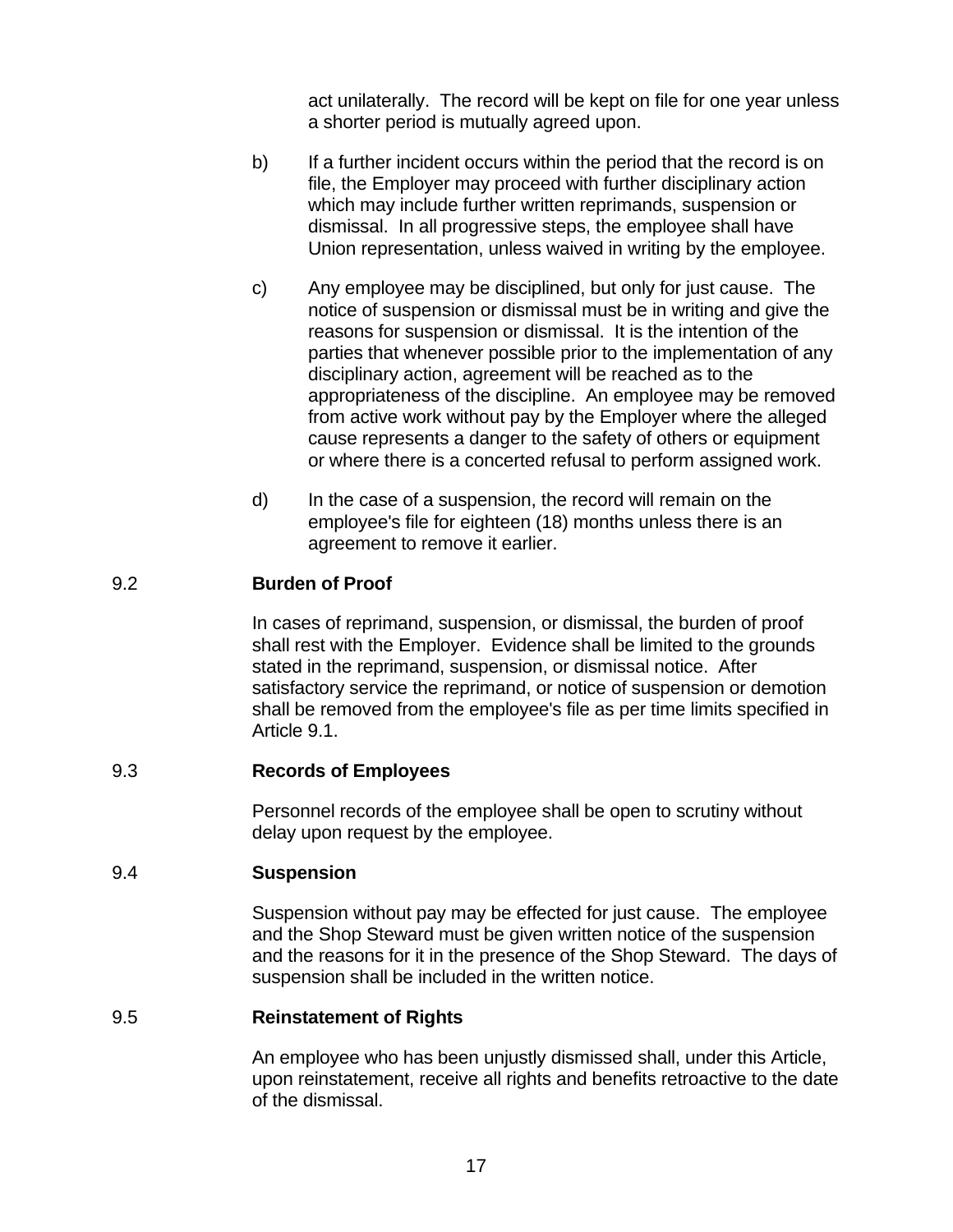act unilaterally. The record will be kept on file for one year unless a shorter period is mutually agreed upon.

b) If a further incident occurs within the period that the record is on file, the Employer may proceed with further disciplinary action which may include further written reprimands, suspension or dismissal. In all progressive steps, the employee shall have Union representation, unless waived in writing by the employee.

c) Any employee may be disciplined, but only for just cause. The notice of suspension or dismissal must be in writing and give the reasons for suspension or dismissal. It is the intention of the parties that whenever possible prior to the implementation of any disciplinary action, agreement will be reached as to the appropriateness of the discipline. An employee may be removed from active work without pay by the Employer where the alleged cause represents a danger to the safety of others or equipment or where there is a concerted refusal to perform assigned work.

d) In the case of a suspension, the record will remain on the employee's file for eighteen (18) months unless there is an agreement to remove it earlier.

## 9.2 Burden of Proof

In cases of reprimand, suspension, or dismissal, the burden of proof shall rest with the Employer. Evidence shall be limited to the grounds stated in the reprimand, suspension, or dismissal notice. After satisfactory service the reprimand, or notice of suspension or demotion shall be removed from the employee's file as per time limits specified in Article 9.1.

## 9.3 Records of Employees

Personnel records of the employee shall be open to scrutiny without delay upon request by the employee.

## 9.4 Suspension

Suspension without pay may be effected for just cause. The employee and the Shop Steward must be given written notice of the suspension and the reasons for it in the presence of the Shop Steward. The days of suspension shall be included in the written notice.

## 9.5 Reinstatement of Rights

An employee who has been unjustly dismissed shall, under this Article, upon reinstatement, receive all rights and benefits retroactive to the date of the dismissal.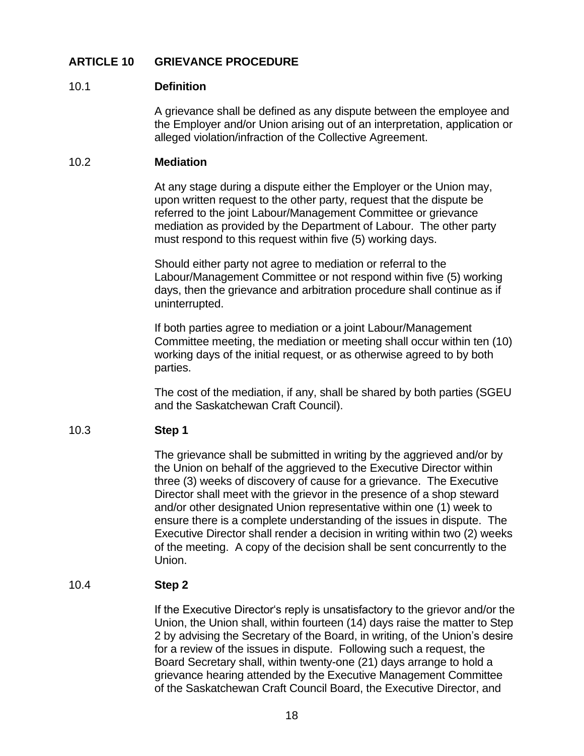## ARTICLE 10 GRIEVANCE PROCEDURE

### 10.1 Definition

A grievance shall be defined as any dispute between the employee and the Employer and/or Union arising out of an interpretation, application or alleged violation/infraction of the Collective Agreement.

### 10.2 Mediation

At any stage during a dispute either the Employer or the Union may, upon written request to the other party, request that the dispute be referred to the joint Labour/Management Committee or grievance mediation as provided by the Department of Labour. The other party must respond to this request within five (5) working days.

Should either party not agree to mediation or referral to the Labour/Management Committee or not respond within five (5) working days, then the grievance and arbitration procedure shall continue as if uninterrupted.

If both parties agree to mediation or a joint Labour/Management Committee meeting, the mediation or meeting shall occur within ten (10) working days of the initial request, or as otherwise agreed to by both parties.

The cost of the mediation, if any, shall be shared by both parties (SGEU and the Saskatchewan Craft Council).

### 10.3 Step 1

The grievance shall be submitted in writing by the aggrieved and/or by the Union on behalf of the aggrieved to the Executive Director within three (3) weeks of discovery of cause for a grievance. The Executive Director shall meet with the grievor in the presence of a shop steward and/or other designated Union representative within one (1) week to ensure there is a complete understanding of the issues in dispute. The Executive Director shall render a decision in writing within two (2) weeks of the meeting. A copy of the decision shall be sent concurrently to the Union.

### 10.4 Step 2

If the Executive Director's reply is unsatisfactory to the grievor and/or the Union, the Union shall, within fourteen (14) days raise the matter to Step 2 by advising the Secretary of the Board, in writing, of the Union's desire for a review of the issues in dispute. Following such a request, the Board Secretary shall, within twenty-one (21) days arrange to hold a grievance hearing attended by the Executive Management Committee of the Saskatchewan Craft Council Board, the Executive Director, and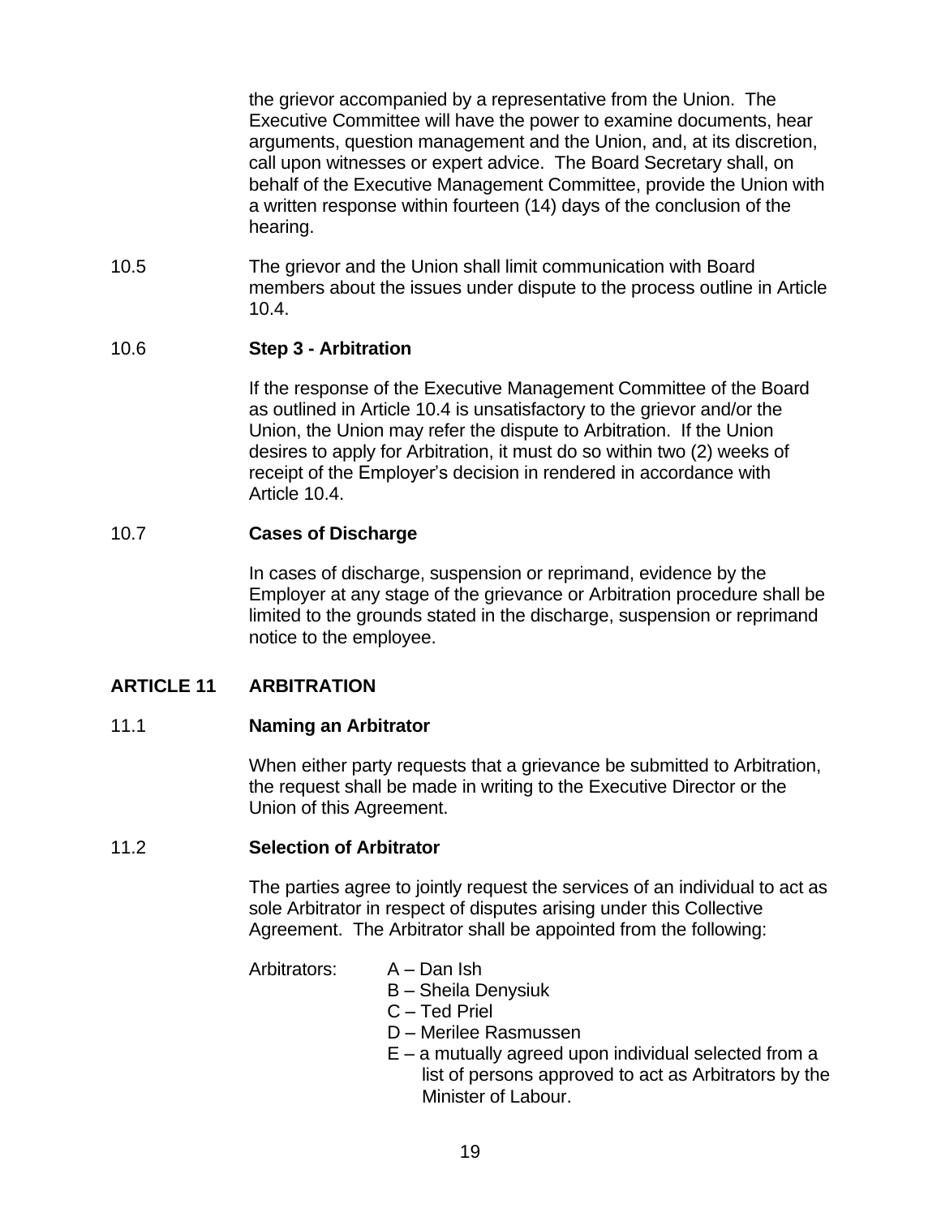the grievor accompanied by a representative from the Union. The Executive Committee will have the power to examine documents, hear arguments, question management and the Union, and, at its discretion, call upon witnesses or expert advice. The Board Secretary shall, on behalf of the Executive Management Committee, provide the Union with a written response within fourteen (14) days of the conclusion of the hearing.

10.5 The grievor and the Union shall limit communication with Board members about the issues under dispute to the process outline in Article 10.4.

10.6 **Step 3 - Arbitration**

If the response of the Executive Management Committee of the Board as outlined in Article 10.4 is unsatisfactory to the grievor and/or the Union, the Union may refer the dispute to Arbitration. If the Union desires to apply for Arbitration, it must do so within two (2) weeks of receipt of the Employer's decision in rendered in accordance with Article 10.4.

10.7 **Cases of Discharge**

In cases of discharge, suspension or reprimand, evidence by the Employer at any stage of the grievance or Arbitration procedure shall be limited to the grounds stated in the discharge, suspension or reprimand notice to the employee.

## ARTICLE 11 ARBITRATION

11.1 **Naming an Arbitrator**

When either party requests that a grievance be submitted to Arbitration, the request shall be made in writing to the Executive Director or the Union of this Agreement.

11.2 **Selection of Arbitrator**

The parties agree to jointly request the services of an individual to act as sole Arbitrator in respect of disputes arising under this Collective Agreement. The Arbitrator shall be appointed from the following:

Arbitrators:
- A – Dan Ish
- B – Sheila Denysiuk
- C – Ted Priel
- D – Merilee Rasmussen
- E – a mutually agreed upon individual selected from a list of persons approved to act as Arbitrators by the Minister of Labour.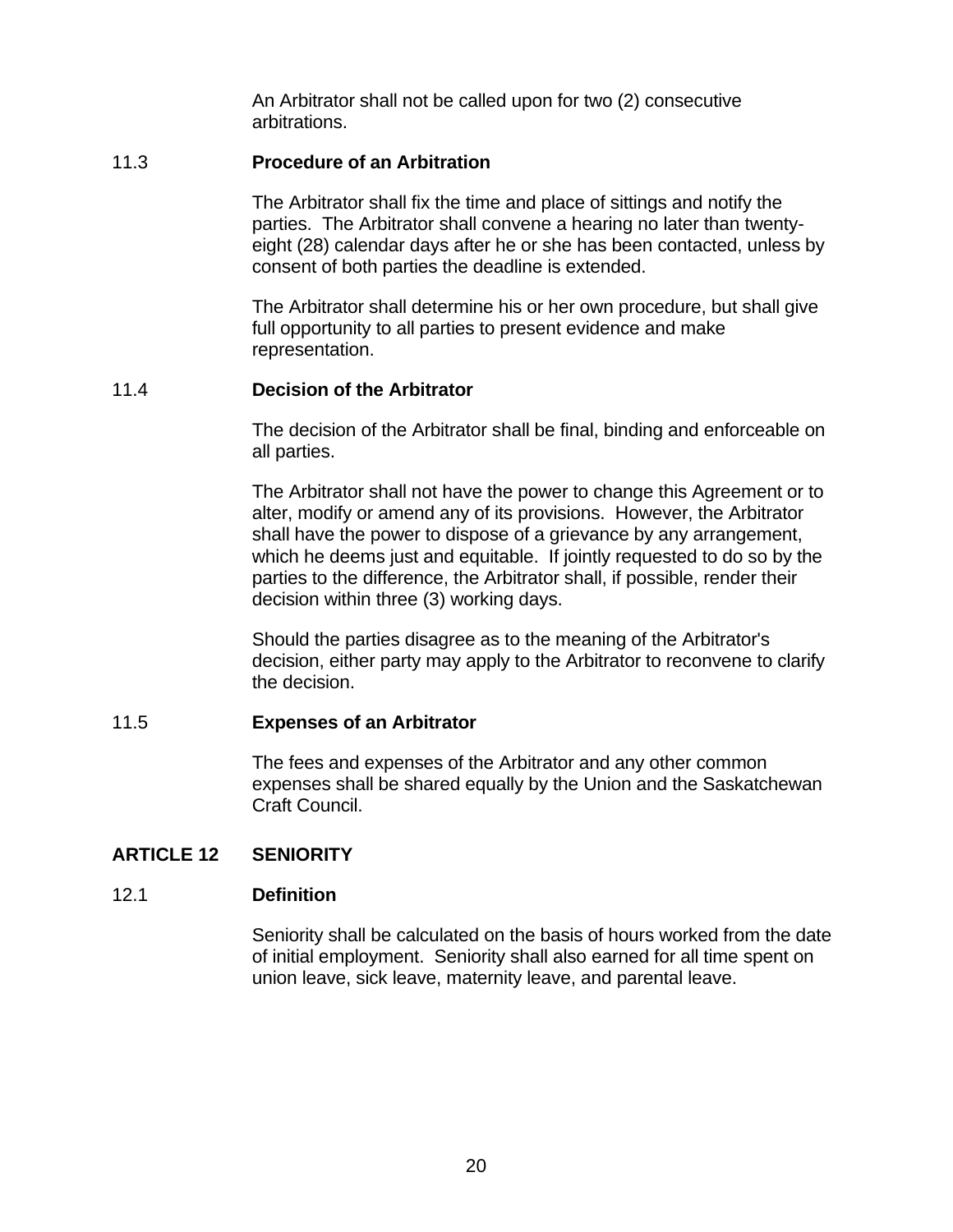An Arbitrator shall not be called upon for two (2) consecutive arbitrations.

### 11.3 Procedure of an Arbitration

The Arbitrator shall fix the time and place of sittings and notify the parties. The Arbitrator shall convene a hearing no later than twenty-eight (28) calendar days after he or she has been contacted, unless by consent of both parties the deadline is extended.

The Arbitrator shall determine his or her own procedure, but shall give full opportunity to all parties to present evidence and make representation.

### 11.4 Decision of the Arbitrator

The decision of the Arbitrator shall be final, binding and enforceable on all parties.

The Arbitrator shall not have the power to change this Agreement or to alter, modify or amend any of its provisions. However, the Arbitrator shall have the power to dispose of a grievance by any arrangement, which he deems just and equitable. If jointly requested to do so by the parties to the difference, the Arbitrator shall, if possible, render their decision within three (3) working days.

Should the parties disagree as to the meaning of the Arbitrator's decision, either party may apply to the Arbitrator to reconvene to clarify the decision.

### 11.5 Expenses of an Arbitrator

The fees and expenses of the Arbitrator and any other common expenses shall be shared equally by the Union and the Saskatchewan Craft Council.

## ARTICLE 12 SENIORITY

### 12.1 Definition

Seniority shall be calculated on the basis of hours worked from the date of initial employment. Seniority shall also earned for all time spent on union leave, sick leave, maternity leave, and parental leave.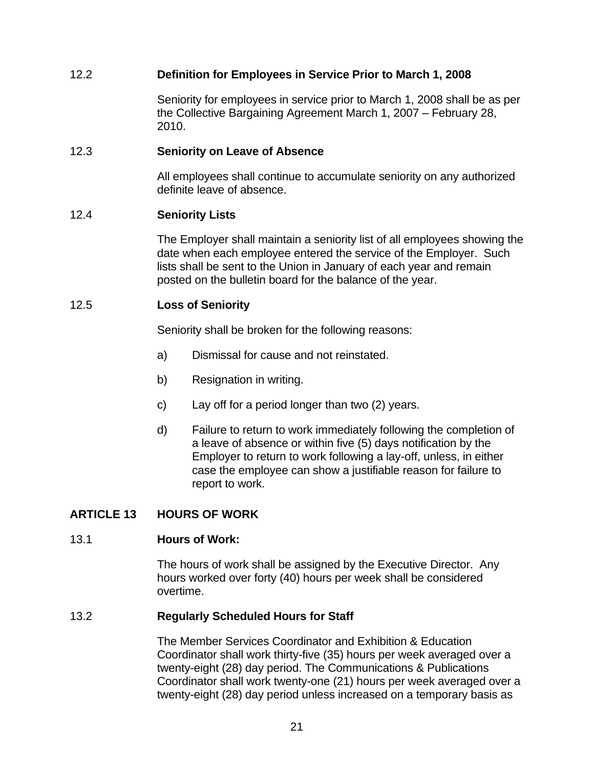### 12.2 Definition for Employees in Service Prior to March 1, 2008

Seniority for employees in service prior to March 1, 2008 shall be as per the Collective Bargaining Agreement March 1, 2007 – February 28, 2010.

### 12.3 Seniority on Leave of Absence

All employees shall continue to accumulate seniority on any authorized definite leave of absence.

### 12.4 Seniority Lists

The Employer shall maintain a seniority list of all employees showing the date when each employee entered the service of the Employer. Such lists shall be sent to the Union in January of each year and remain posted on the bulletin board for the balance of the year.

### 12.5 Loss of Seniority

Seniority shall be broken for the following reasons:

a) Dismissal for cause and not reinstated.

b) Resignation in writing.

c) Lay off for a period longer than two (2) years.

d) Failure to return to work immediately following the completion of a leave of absence or within five (5) days notification by the Employer to return to work following a lay-off, unless, in either case the employee can show a justifiable reason for failure to report to work.

## ARTICLE 13 HOURS OF WORK

### 13.1 Hours of Work:

The hours of work shall be assigned by the Executive Director. Any hours worked over forty (40) hours per week shall be considered overtime.

### 13.2 Regularly Scheduled Hours for Staff

The Member Services Coordinator and Exhibition & Education Coordinator shall work thirty-five (35) hours per week averaged over a twenty-eight (28) day period. The Communications & Publications Coordinator shall work twenty-one (21) hours per week averaged over a twenty-eight (28) day period unless increased on a temporary basis as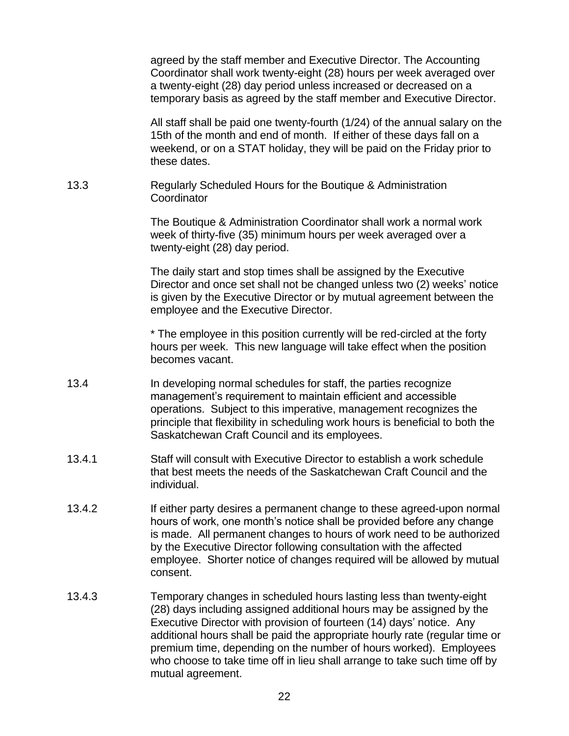agreed by the staff member and Executive Director. The Accounting Coordinator shall work twenty-eight (28) hours per week averaged over a twenty-eight (28) day period unless increased or decreased on a temporary basis as agreed by the staff member and Executive Director.

All staff shall be paid one twenty-fourth (1/24) of the annual salary on the 15th of the month and end of month. If either of these days fall on a weekend, or on a STAT holiday, they will be paid on the Friday prior to these dates.

13.3 Regularly Scheduled Hours for the Boutique & Administration Coordinator

The Boutique & Administration Coordinator shall work a normal work week of thirty-five (35) minimum hours per week averaged over a twenty-eight (28) day period.

The daily start and stop times shall be assigned by the Executive Director and once set shall not be changed unless two (2) weeks' notice is given by the Executive Director or by mutual agreement between the employee and the Executive Director.

* The employee in this position currently will be red-circled at the forty hours per week. This new language will take effect when the position becomes vacant.

13.4 In developing normal schedules for staff, the parties recognize management's requirement to maintain efficient and accessible operations. Subject to this imperative, management recognizes the principle that flexibility in scheduling work hours is beneficial to both the Saskatchewan Craft Council and its employees.

13.4.1 Staff will consult with Executive Director to establish a work schedule that best meets the needs of the Saskatchewan Craft Council and the individual.

13.4.2 If either party desires a permanent change to these agreed-upon normal hours of work, one month's notice shall be provided before any change is made. All permanent changes to hours of work need to be authorized by the Executive Director following consultation with the affected employee. Shorter notice of changes required will be allowed by mutual consent.

13.4.3 Temporary changes in scheduled hours lasting less than twenty-eight (28) days including assigned additional hours may be assigned by the Executive Director with provision of fourteen (14) days' notice. Any additional hours shall be paid the appropriate hourly rate (regular time or premium time, depending on the number of hours worked). Employees who choose to take time off in lieu shall arrange to take such time off by mutual agreement.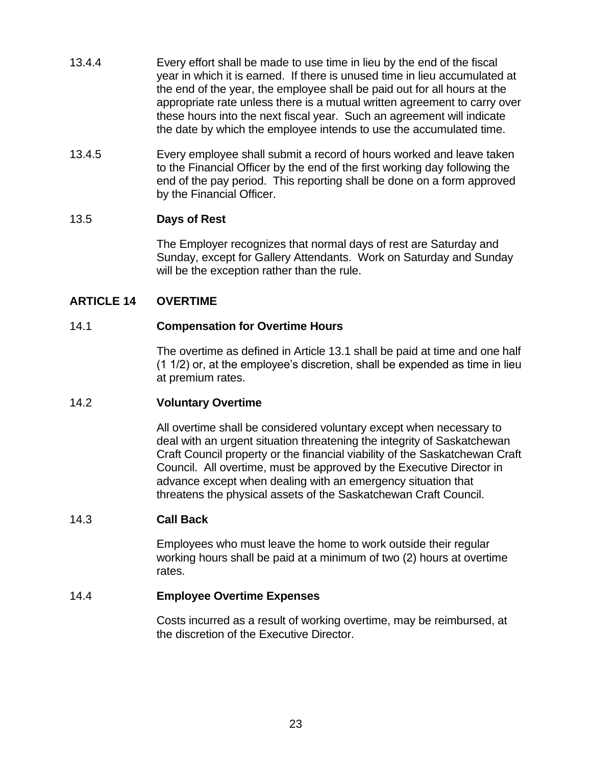13.4.4 Every effort shall be made to use time in lieu by the end of the fiscal year in which it is earned. If there is unused time in lieu accumulated at the end of the year, the employee shall be paid out for all hours at the appropriate rate unless there is a mutual written agreement to carry over these hours into the next fiscal year. Such an agreement will indicate the date by which the employee intends to use the accumulated time.

13.4.5 Every employee shall submit a record of hours worked and leave taken to the Financial Officer by the end of the first working day following the end of the pay period. This reporting shall be done on a form approved by the Financial Officer.

### 13.5 Days of Rest

The Employer recognizes that normal days of rest are Saturday and Sunday, except for Gallery Attendants. Work on Saturday and Sunday will be the exception rather than the rule.

## ARTICLE 14 OVERTIME

### 14.1 Compensation for Overtime Hours

The overtime as defined in Article 13.1 shall be paid at time and one half (1 1/2) or, at the employee's discretion, shall be expended as time in lieu at premium rates.

### 14.2 Voluntary Overtime

All overtime shall be considered voluntary except when necessary to deal with an urgent situation threatening the integrity of Saskatchewan Craft Council property or the financial viability of the Saskatchewan Craft Council. All overtime, must be approved by the Executive Director in advance except when dealing with an emergency situation that threatens the physical assets of the Saskatchewan Craft Council.

### 14.3 Call Back

Employees who must leave the home to work outside their regular working hours shall be paid at a minimum of two (2) hours at overtime rates.

### 14.4 Employee Overtime Expenses

Costs incurred as a result of working overtime, may be reimbursed, at the discretion of the Executive Director.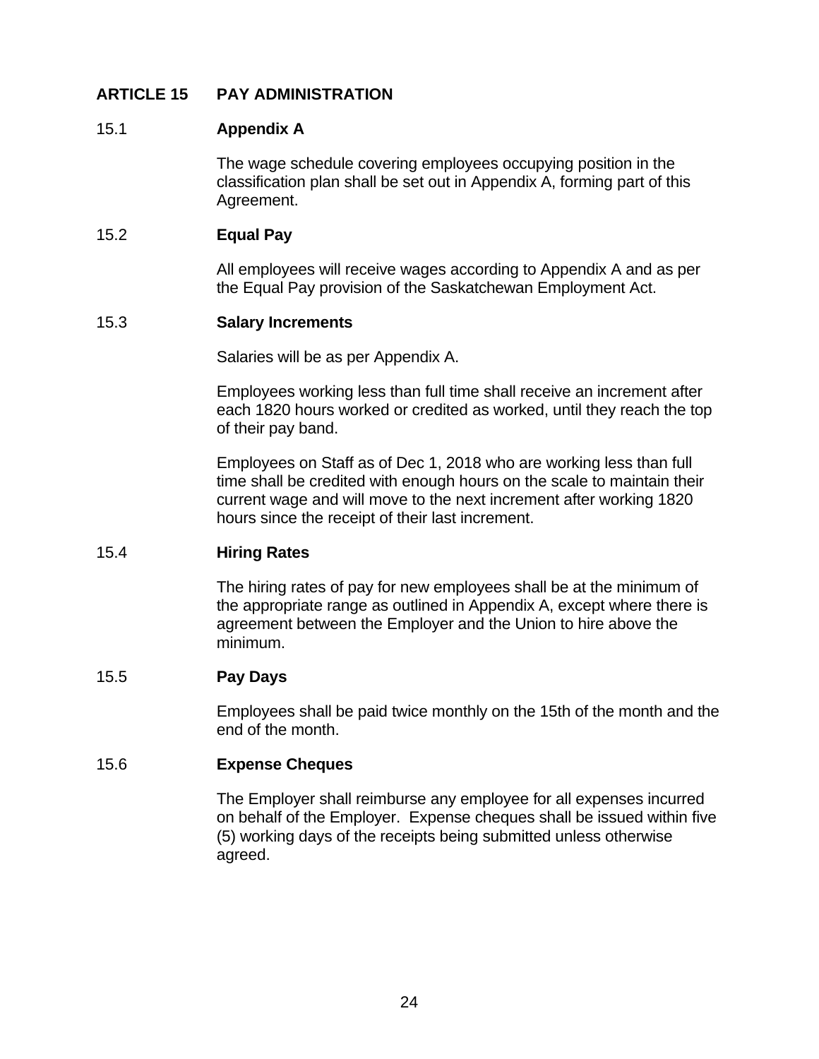## ARTICLE 15 PAY ADMINISTRATION

### 15.1 Appendix A

The wage schedule covering employees occupying position in the classification plan shall be set out in Appendix A, forming part of this Agreement.

### 15.2 Equal Pay

All employees will receive wages according to Appendix A and as per the Equal Pay provision of the Saskatchewan Employment Act.

### 15.3 Salary Increments

Salaries will be as per Appendix A.

Employees working less than full time shall receive an increment after each 1820 hours worked or credited as worked, until they reach the top of their pay band.

Employees on Staff as of Dec 1, 2018 who are working less than full time shall be credited with enough hours on the scale to maintain their current wage and will move to the next increment after working 1820 hours since the receipt of their last increment.

### 15.4 Hiring Rates

The hiring rates of pay for new employees shall be at the minimum of the appropriate range as outlined in Appendix A, except where there is agreement between the Employer and the Union to hire above the minimum.

### 15.5 Pay Days

Employees shall be paid twice monthly on the 15th of the month and the end of the month.

### 15.6 Expense Cheques

The Employer shall reimburse any employee for all expenses incurred on behalf of the Employer. Expense cheques shall be issued within five (5) working days of the receipts being submitted unless otherwise agreed.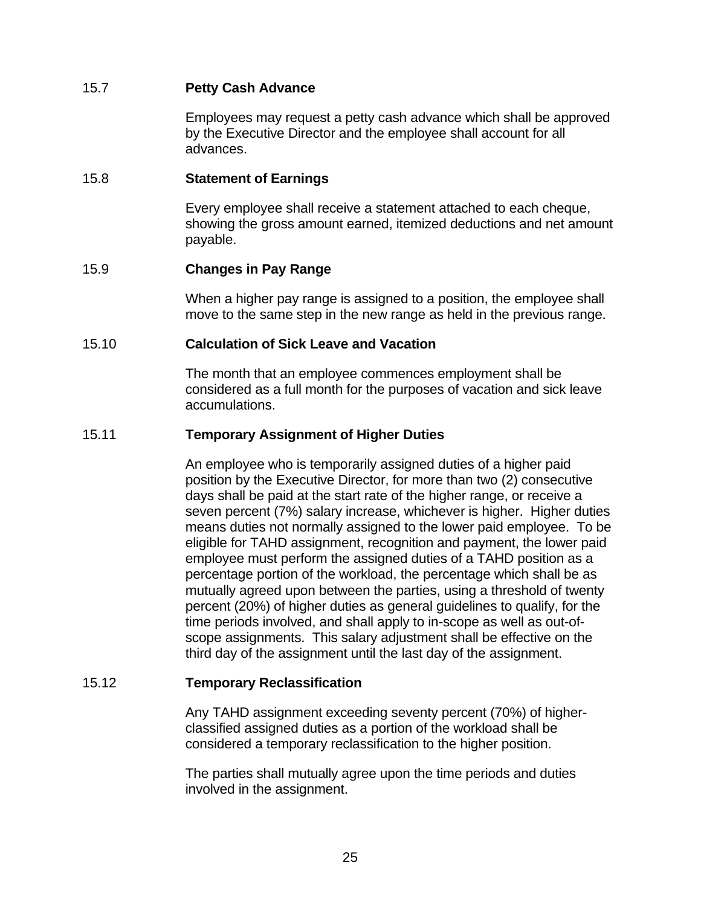### 15.7 Petty Cash Advance

Employees may request a petty cash advance which shall be approved by the Executive Director and the employee shall account for all advances.

### 15.8 Statement of Earnings

Every employee shall receive a statement attached to each cheque, showing the gross amount earned, itemized deductions and net amount payable.

### 15.9 Changes in Pay Range

When a higher pay range is assigned to a position, the employee shall move to the same step in the new range as held in the previous range.

### 15.10 Calculation of Sick Leave and Vacation

The month that an employee commences employment shall be considered as a full month for the purposes of vacation and sick leave accumulations.

### 15.11 Temporary Assignment of Higher Duties

An employee who is temporarily assigned duties of a higher paid position by the Executive Director, for more than two (2) consecutive days shall be paid at the start rate of the higher range, or receive a seven percent (7%) salary increase, whichever is higher. Higher duties means duties not normally assigned to the lower paid employee. To be eligible for TAHD assignment, recognition and payment, the lower paid employee must perform the assigned duties of a TAHD position as a percentage portion of the workload, the percentage which shall be as mutually agreed upon between the parties, using a threshold of twenty percent (20%) of higher duties as general guidelines to qualify, for the time periods involved, and shall apply to in-scope as well as out-of-scope assignments. This salary adjustment shall be effective on the third day of the assignment until the last day of the assignment.

### 15.12 Temporary Reclassification

Any TAHD assignment exceeding seventy percent (70%) of higher-classified assigned duties as a portion of the workload shall be considered a temporary reclassification to the higher position.

The parties shall mutually agree upon the time periods and duties involved in the assignment.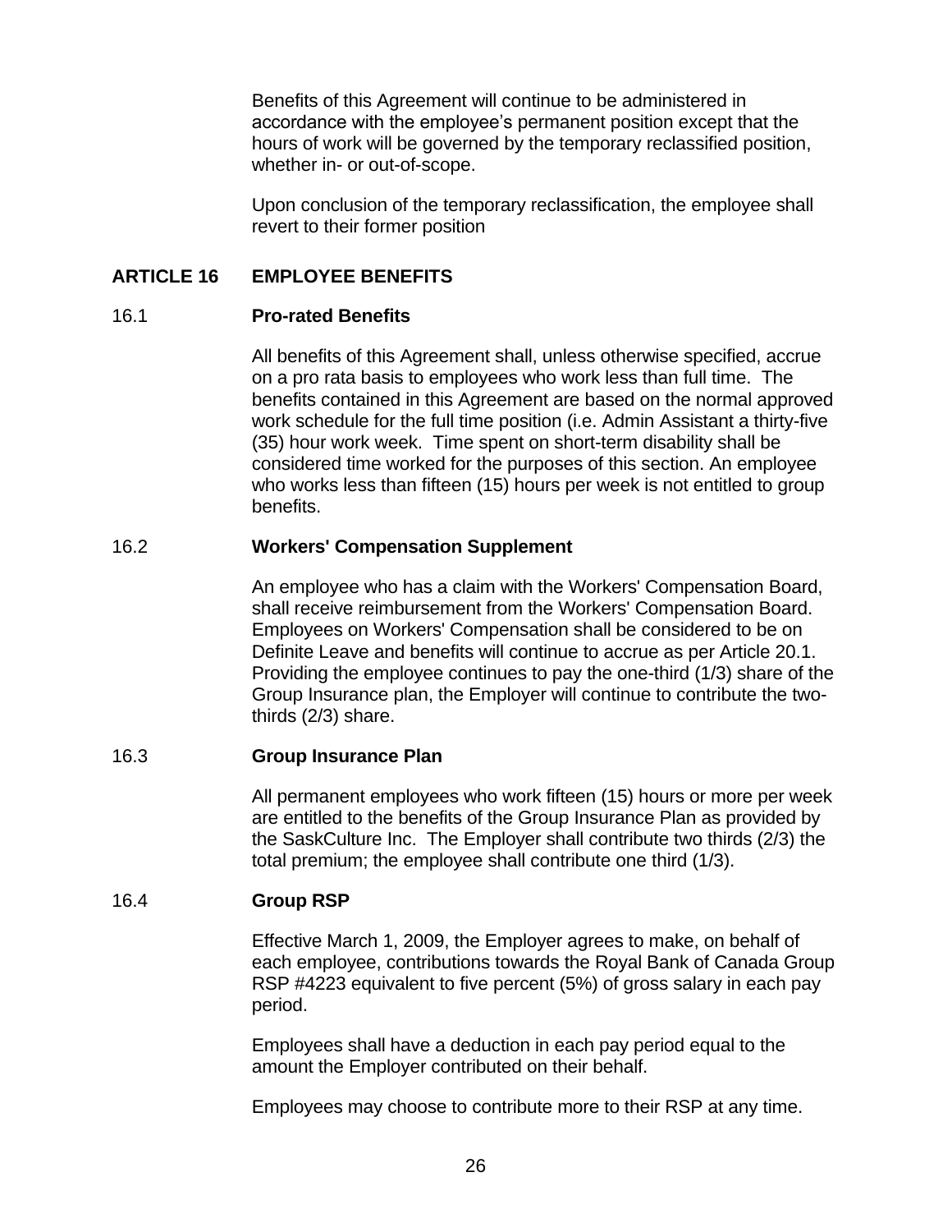Benefits of this Agreement will continue to be administered in accordance with the employee's permanent position except that the hours of work will be governed by the temporary reclassified position, whether in- or out-of-scope.

Upon conclusion of the temporary reclassification, the employee shall revert to their former position

## ARTICLE 16 EMPLOYEE BENEFITS

### 16.1 Pro-rated Benefits

All benefits of this Agreement shall, unless otherwise specified, accrue on a pro rata basis to employees who work less than full time. The benefits contained in this Agreement are based on the normal approved work schedule for the full time position (i.e. Admin Assistant a thirty-five (35) hour work week. Time spent on short-term disability shall be considered time worked for the purposes of this section. An employee who works less than fifteen (15) hours per week is not entitled to group benefits.

### 16.2 Workers' Compensation Supplement

An employee who has a claim with the Workers' Compensation Board, shall receive reimbursement from the Workers' Compensation Board. Employees on Workers' Compensation shall be considered to be on Definite Leave and benefits will continue to accrue as per Article 20.1. Providing the employee continues to pay the one-third (1/3) share of the Group Insurance plan, the Employer will continue to contribute the two-thirds (2/3) share.

### 16.3 Group Insurance Plan

All permanent employees who work fifteen (15) hours or more per week are entitled to the benefits of the Group Insurance Plan as provided by the SaskCulture Inc. The Employer shall contribute two thirds (2/3) the total premium; the employee shall contribute one third (1/3).

### 16.4 Group RSP

Effective March 1, 2009, the Employer agrees to make, on behalf of each employee, contributions towards the Royal Bank of Canada Group RSP #4223 equivalent to five percent (5%) of gross salary in each pay period.

Employees shall have a deduction in each pay period equal to the amount the Employer contributed on their behalf.

Employees may choose to contribute more to their RSP at any time.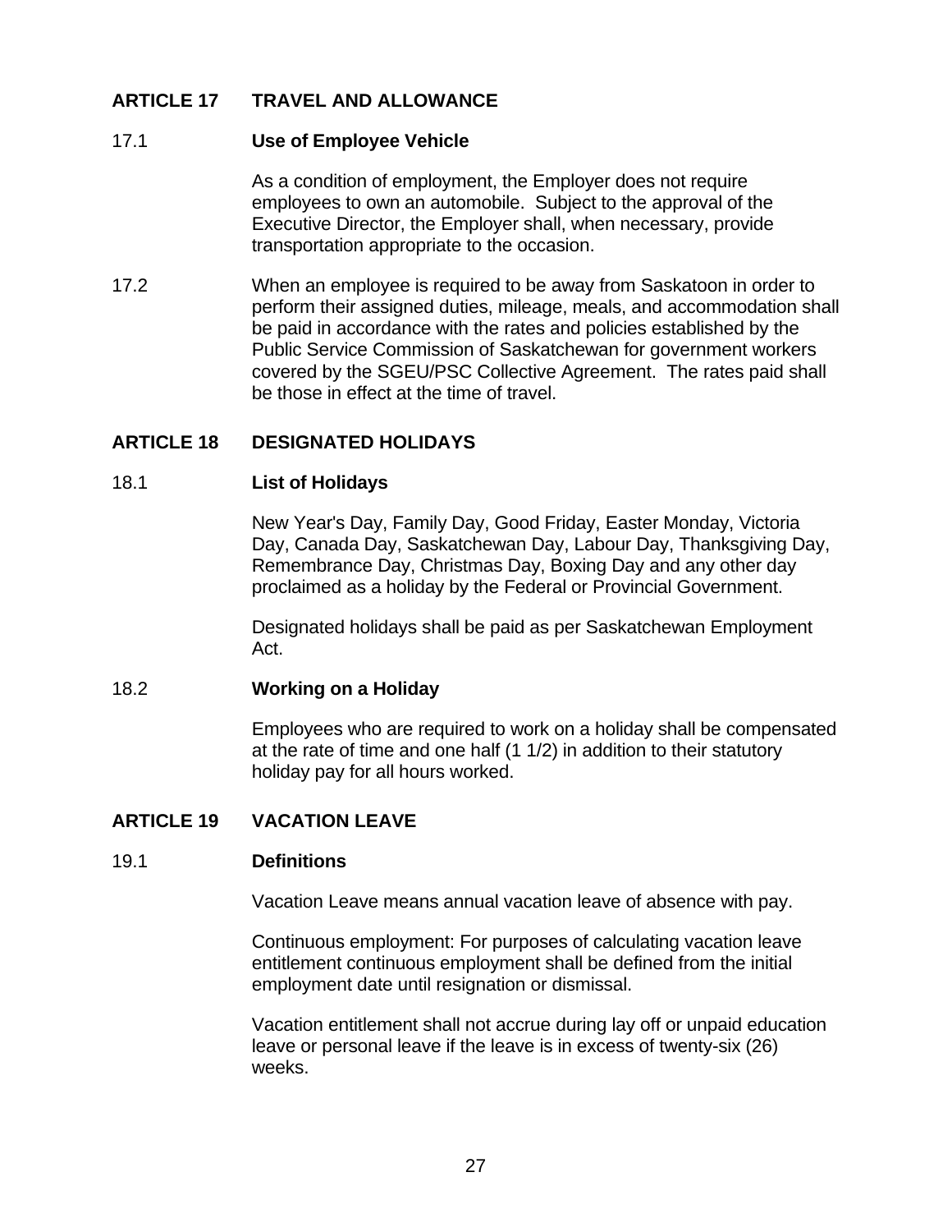## ARTICLE 17 TRAVEL AND ALLOWANCE

17.1 **Use of Employee Vehicle**

As a condition of employment, the Employer does not require employees to own an automobile. Subject to the approval of the Executive Director, the Employer shall, when necessary, provide transportation appropriate to the occasion.

17.2 When an employee is required to be away from Saskatoon in order to perform their assigned duties, mileage, meals, and accommodation shall be paid in accordance with the rates and policies established by the Public Service Commission of Saskatchewan for government workers covered by the SGEU/PSC Collective Agreement. The rates paid shall be those in effect at the time of travel.

## ARTICLE 18 DESIGNATED HOLIDAYS

18.1 **List of Holidays**

New Year's Day, Family Day, Good Friday, Easter Monday, Victoria Day, Canada Day, Saskatchewan Day, Labour Day, Thanksgiving Day, Remembrance Day, Christmas Day, Boxing Day and any other day proclaimed as a holiday by the Federal or Provincial Government.

Designated holidays shall be paid as per Saskatchewan Employment Act.

18.2 **Working on a Holiday**

Employees who are required to work on a holiday shall be compensated at the rate of time and one half (1 1/2) in addition to their statutory holiday pay for all hours worked.

## ARTICLE 19 VACATION LEAVE

19.1 **Definitions**

Vacation Leave means annual vacation leave of absence with pay.

Continuous employment: For purposes of calculating vacation leave entitlement continuous employment shall be defined from the initial employment date until resignation or dismissal.

Vacation entitlement shall not accrue during lay off or unpaid education leave or personal leave if the leave is in excess of twenty-six (26) weeks.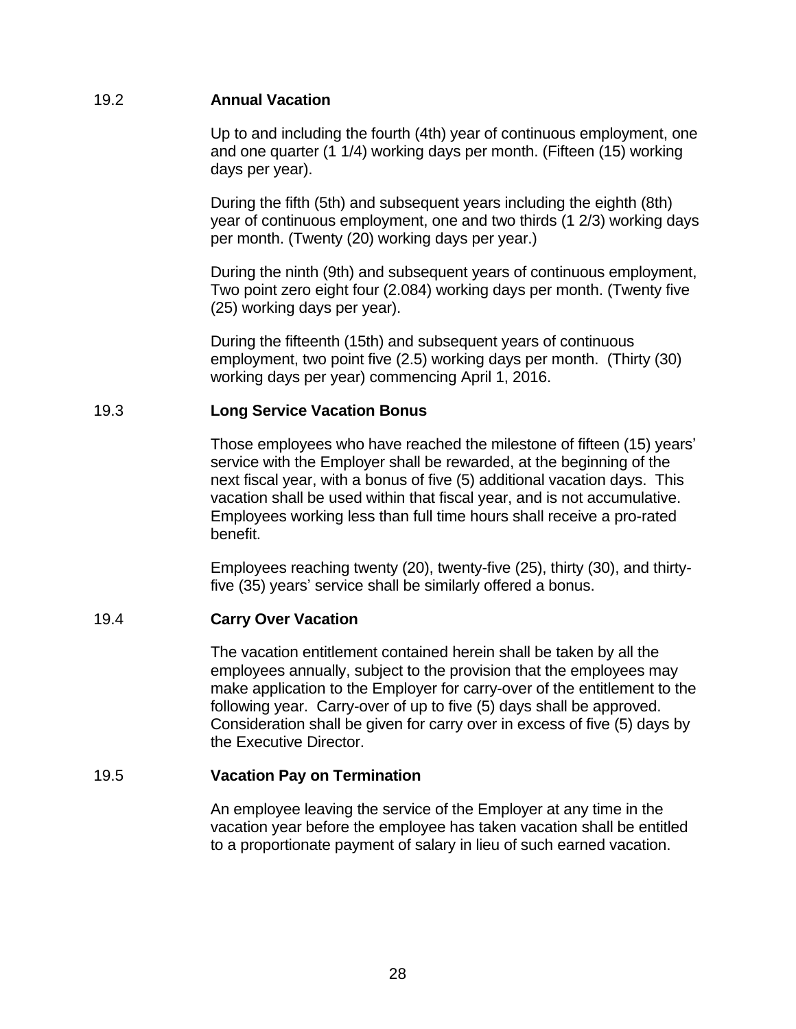### 19.2 Annual Vacation

Up to and including the fourth (4th) year of continuous employment, one and one quarter (1 1/4) working days per month. (Fifteen (15) working days per year).

During the fifth (5th) and subsequent years including the eighth (8th) year of continuous employment, one and two thirds (1 2/3) working days per month. (Twenty (20) working days per year.)

During the ninth (9th) and subsequent years of continuous employment, Two point zero eight four (2.084) working days per month. (Twenty five (25) working days per year).

During the fifteenth (15th) and subsequent years of continuous employment, two point five (2.5) working days per month. (Thirty (30) working days per year) commencing April 1, 2016.

### 19.3 Long Service Vacation Bonus

Those employees who have reached the milestone of fifteen (15) years' service with the Employer shall be rewarded, at the beginning of the next fiscal year, with a bonus of five (5) additional vacation days. This vacation shall be used within that fiscal year, and is not accumulative. Employees working less than full time hours shall receive a pro-rated benefit.

Employees reaching twenty (20), twenty-five (25), thirty (30), and thirty-five (35) years' service shall be similarly offered a bonus.

### 19.4 Carry Over Vacation

The vacation entitlement contained herein shall be taken by all the employees annually, subject to the provision that the employees may make application to the Employer for carry-over of the entitlement to the following year. Carry-over of up to five (5) days shall be approved. Consideration shall be given for carry over in excess of five (5) days by the Executive Director.

### 19.5 Vacation Pay on Termination

An employee leaving the service of the Employer at any time in the vacation year before the employee has taken vacation shall be entitled to a proportionate payment of salary in lieu of such earned vacation.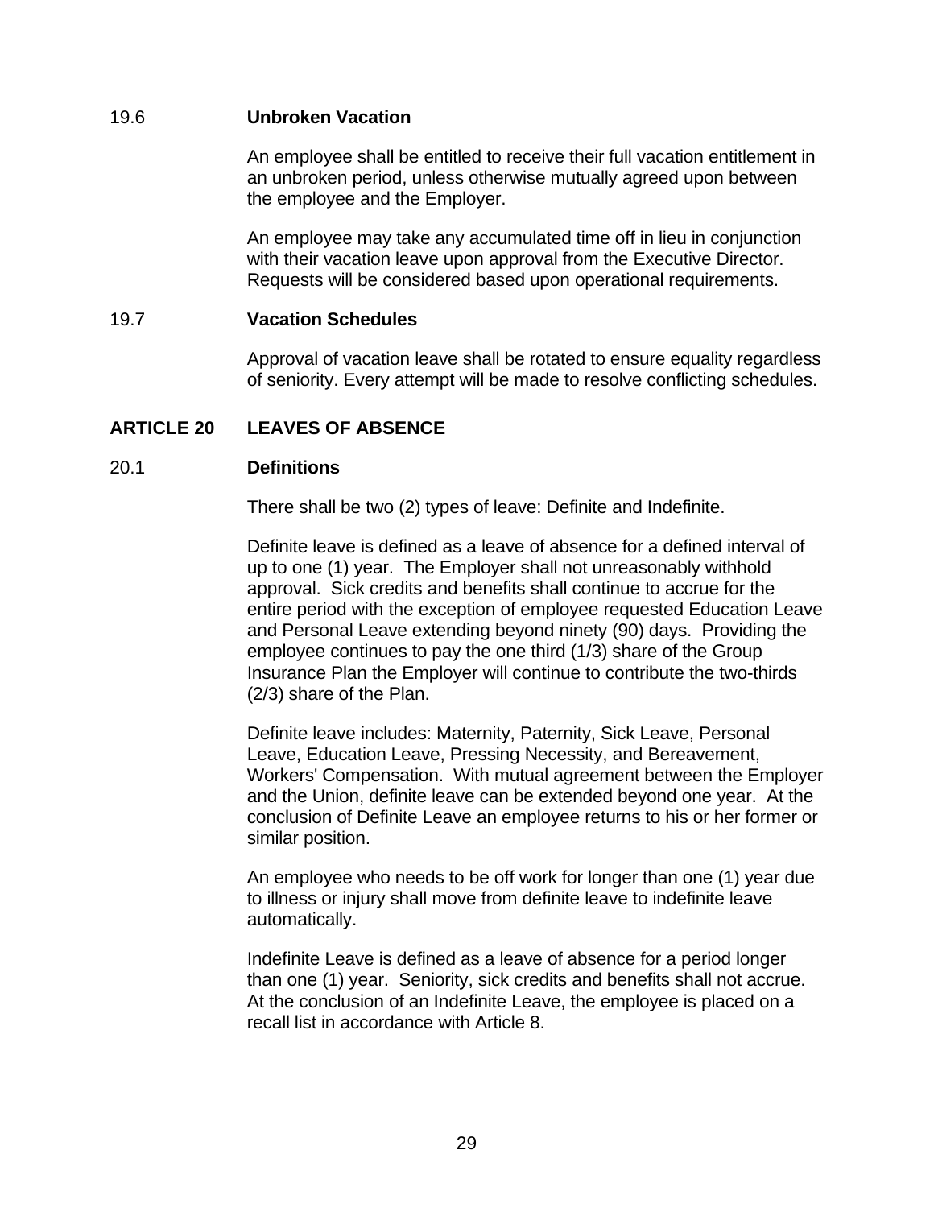### 19.6 Unbroken Vacation

An employee shall be entitled to receive their full vacation entitlement in an unbroken period, unless otherwise mutually agreed upon between the employee and the Employer.

An employee may take any accumulated time off in lieu in conjunction with their vacation leave upon approval from the Executive Director. Requests will be considered based upon operational requirements.

### 19.7 Vacation Schedules

Approval of vacation leave shall be rotated to ensure equality regardless of seniority. Every attempt will be made to resolve conflicting schedules.

## ARTICLE 20 LEAVES OF ABSENCE

### 20.1 Definitions

There shall be two (2) types of leave: Definite and Indefinite.

Definite leave is defined as a leave of absence for a defined interval of up to one (1) year. The Employer shall not unreasonably withhold approval. Sick credits and benefits shall continue to accrue for the entire period with the exception of employee requested Education Leave and Personal Leave extending beyond ninety (90) days. Providing the employee continues to pay the one third (1/3) share of the Group Insurance Plan the Employer will continue to contribute the two-thirds (2/3) share of the Plan.

Definite leave includes: Maternity, Paternity, Sick Leave, Personal Leave, Education Leave, Pressing Necessity, and Bereavement, Workers' Compensation. With mutual agreement between the Employer and the Union, definite leave can be extended beyond one year. At the conclusion of Definite Leave an employee returns to his or her former or similar position.

An employee who needs to be off work for longer than one (1) year due to illness or injury shall move from definite leave to indefinite leave automatically.

Indefinite Leave is defined as a leave of absence for a period longer than one (1) year. Seniority, sick credits and benefits shall not accrue. At the conclusion of an Indefinite Leave, the employee is placed on a recall list in accordance with Article 8.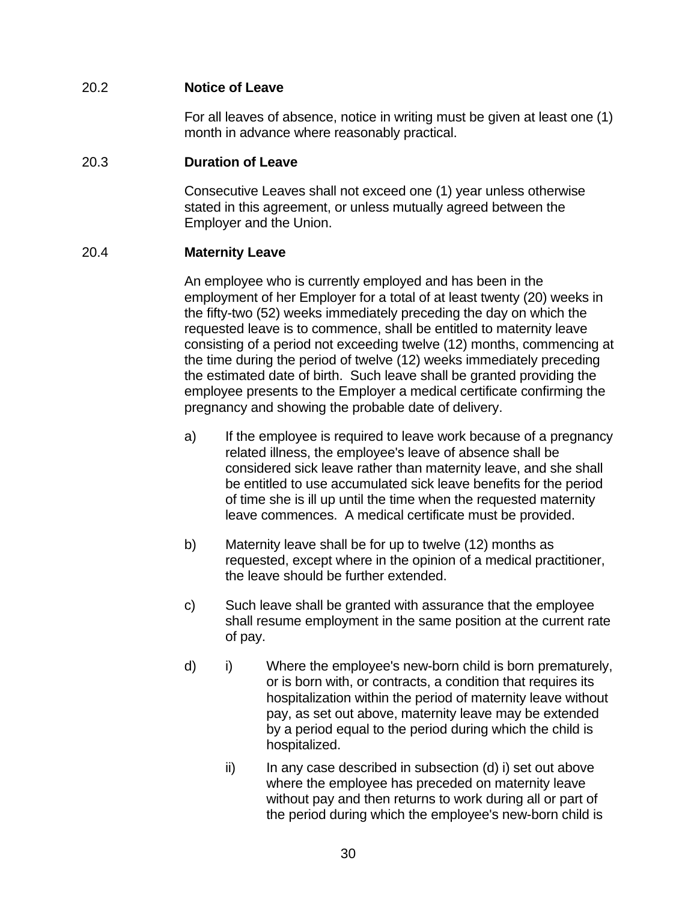## 20.2 Notice of Leave

For all leaves of absence, notice in writing must be given at least one (1) month in advance where reasonably practical.

## 20.3 Duration of Leave

Consecutive Leaves shall not exceed one (1) year unless otherwise stated in this agreement, or unless mutually agreed between the Employer and the Union.

## 20.4 Maternity Leave

An employee who is currently employed and has been in the employment of her Employer for a total of at least twenty (20) weeks in the fifty-two (52) weeks immediately preceding the day on which the requested leave is to commence, shall be entitled to maternity leave consisting of a period not exceeding twelve (12) months, commencing at the time during the period of twelve (12) weeks immediately preceding the estimated date of birth. Such leave shall be granted providing the employee presents to the Employer a medical certificate confirming the pregnancy and showing the probable date of delivery.

a) If the employee is required to leave work because of a pregnancy related illness, the employee's leave of absence shall be considered sick leave rather than maternity leave, and she shall be entitled to use accumulated sick leave benefits for the period of time she is ill up until the time when the requested maternity leave commences. A medical certificate must be provided.

b) Maternity leave shall be for up to twelve (12) months as requested, except where in the opinion of a medical practitioner, the leave should be further extended.

c) Such leave shall be granted with assurance that the employee shall resume employment in the same position at the current rate of pay.

d) i) Where the employee's new-born child is born prematurely, or is born with, or contracts, a condition that requires its hospitalization within the period of maternity leave without pay, as set out above, maternity leave may be extended by a period equal to the period during which the child is hospitalized.

ii) In any case described in subsection (d) i) set out above where the employee has preceded on maternity leave without pay and then returns to work during all or part of the period during which the employee's new-born child is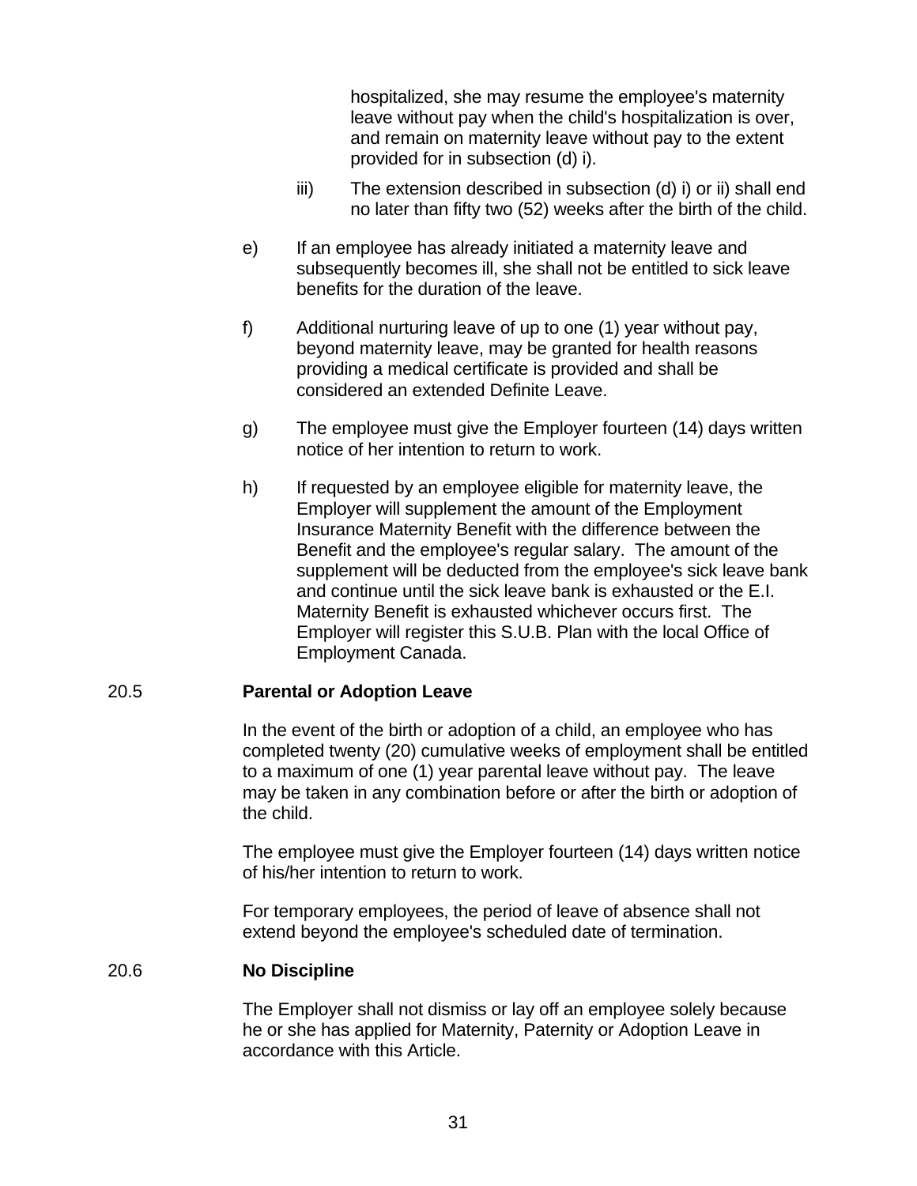hospitalized, she may resume the employee's maternity leave without pay when the child's hospitalization is over, and remain on maternity leave without pay to the extent provided for in subsection (d) i).

iii) The extension described in subsection (d) i) or ii) shall end no later than fifty two (52) weeks after the birth of the child.

e) If an employee has already initiated a maternity leave and subsequently becomes ill, she shall not be entitled to sick leave benefits for the duration of the leave.

f) Additional nurturing leave of up to one (1) year without pay, beyond maternity leave, may be granted for health reasons providing a medical certificate is provided and shall be considered an extended Definite Leave.

g) The employee must give the Employer fourteen (14) days written notice of her intention to return to work.

h) If requested by an employee eligible for maternity leave, the Employer will supplement the amount of the Employment Insurance Maternity Benefit with the difference between the Benefit and the employee's regular salary. The amount of the supplement will be deducted from the employee's sick leave bank and continue until the sick leave bank is exhausted or the E.I. Maternity Benefit is exhausted whichever occurs first. The Employer will register this S.U.B. Plan with the local Office of Employment Canada.

**20.5 Parental or Adoption Leave**

In the event of the birth or adoption of a child, an employee who has completed twenty (20) cumulative weeks of employment shall be entitled to a maximum of one (1) year parental leave without pay. The leave may be taken in any combination before or after the birth or adoption of the child.

The employee must give the Employer fourteen (14) days written notice of his/her intention to return to work.

For temporary employees, the period of leave of absence shall not extend beyond the employee's scheduled date of termination.

**20.6 No Discipline**

The Employer shall not dismiss or lay off an employee solely because he or she has applied for Maternity, Paternity or Adoption Leave in accordance with this Article.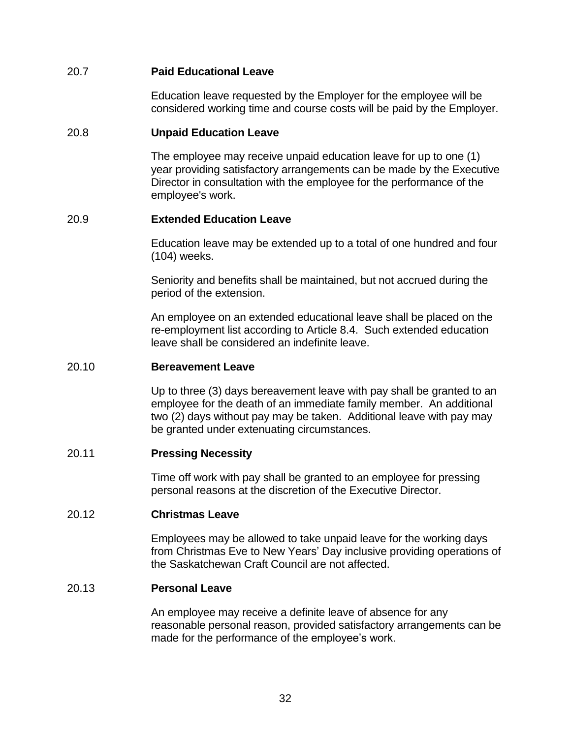### 20.7 Paid Educational Leave

Education leave requested by the Employer for the employee will be considered working time and course costs will be paid by the Employer.

### 20.8 Unpaid Education Leave

The employee may receive unpaid education leave for up to one (1) year providing satisfactory arrangements can be made by the Executive Director in consultation with the employee for the performance of the employee's work.

### 20.9 Extended Education Leave

Education leave may be extended up to a total of one hundred and four (104) weeks.

Seniority and benefits shall be maintained, but not accrued during the period of the extension.

An employee on an extended educational leave shall be placed on the re-employment list according to Article 8.4. Such extended education leave shall be considered an indefinite leave.

### 20.10 Bereavement Leave

Up to three (3) days bereavement leave with pay shall be granted to an employee for the death of an immediate family member. An additional two (2) days without pay may be taken. Additional leave with pay may be granted under extenuating circumstances.

### 20.11 Pressing Necessity

Time off work with pay shall be granted to an employee for pressing personal reasons at the discretion of the Executive Director.

### 20.12 Christmas Leave

Employees may be allowed to take unpaid leave for the working days from Christmas Eve to New Years' Day inclusive providing operations of the Saskatchewan Craft Council are not affected.

### 20.13 Personal Leave

An employee may receive a definite leave of absence for any reasonable personal reason, provided satisfactory arrangements can be made for the performance of the employee's work.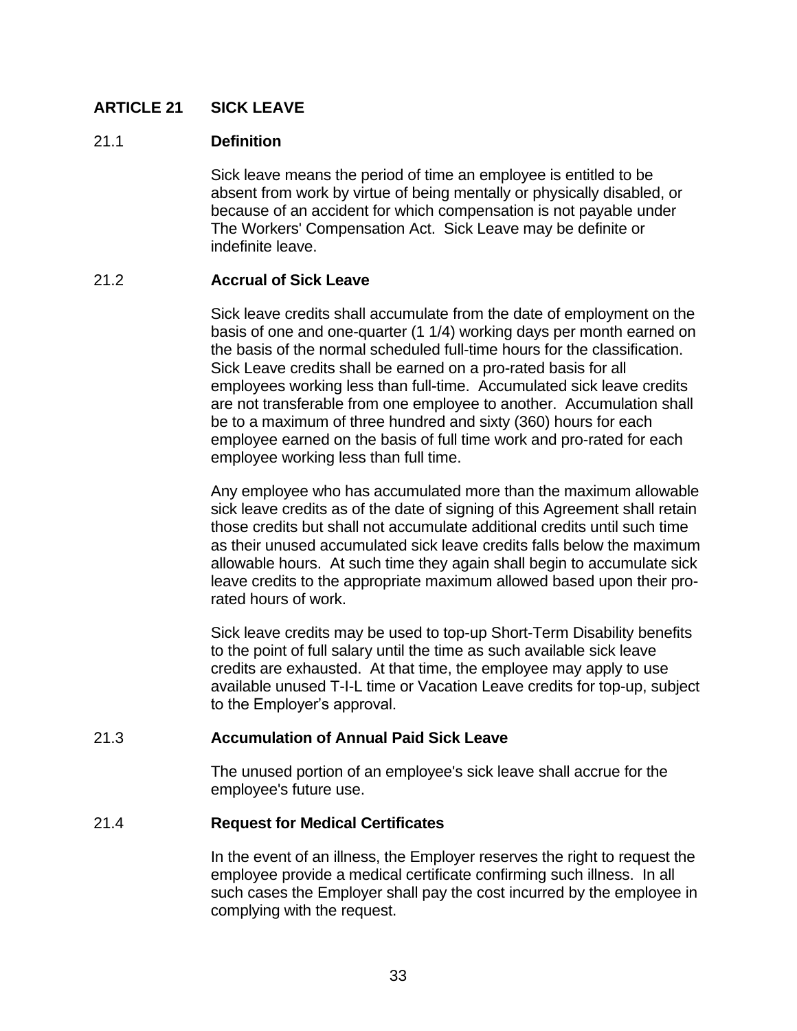## ARTICLE 21 SICK LEAVE

### 21.1 Definition

Sick leave means the period of time an employee is entitled to be absent from work by virtue of being mentally or physically disabled, or because of an accident for which compensation is not payable under The Workers' Compensation Act. Sick Leave may be definite or indefinite leave.

### 21.2 Accrual of Sick Leave

Sick leave credits shall accumulate from the date of employment on the basis of one and one-quarter (1 1/4) working days per month earned on the basis of the normal scheduled full-time hours for the classification. Sick Leave credits shall be earned on a pro-rated basis for all employees working less than full-time. Accumulated sick leave credits are not transferable from one employee to another. Accumulation shall be to a maximum of three hundred and sixty (360) hours for each employee earned on the basis of full time work and pro-rated for each employee working less than full time.

Any employee who has accumulated more than the maximum allowable sick leave credits as of the date of signing of this Agreement shall retain those credits but shall not accumulate additional credits until such time as their unused accumulated sick leave credits falls below the maximum allowable hours. At such time they again shall begin to accumulate sick leave credits to the appropriate maximum allowed based upon their pro-rated hours of work.

Sick leave credits may be used to top-up Short-Term Disability benefits to the point of full salary until the time as such available sick leave credits are exhausted. At that time, the employee may apply to use available unused T-I-L time or Vacation Leave credits for top-up, subject to the Employer's approval.

### 21.3 Accumulation of Annual Paid Sick Leave

The unused portion of an employee's sick leave shall accrue for the employee's future use.

### 21.4 Request for Medical Certificates

In the event of an illness, the Employer reserves the right to request the employee provide a medical certificate confirming such illness. In all such cases the Employer shall pay the cost incurred by the employee in complying with the request.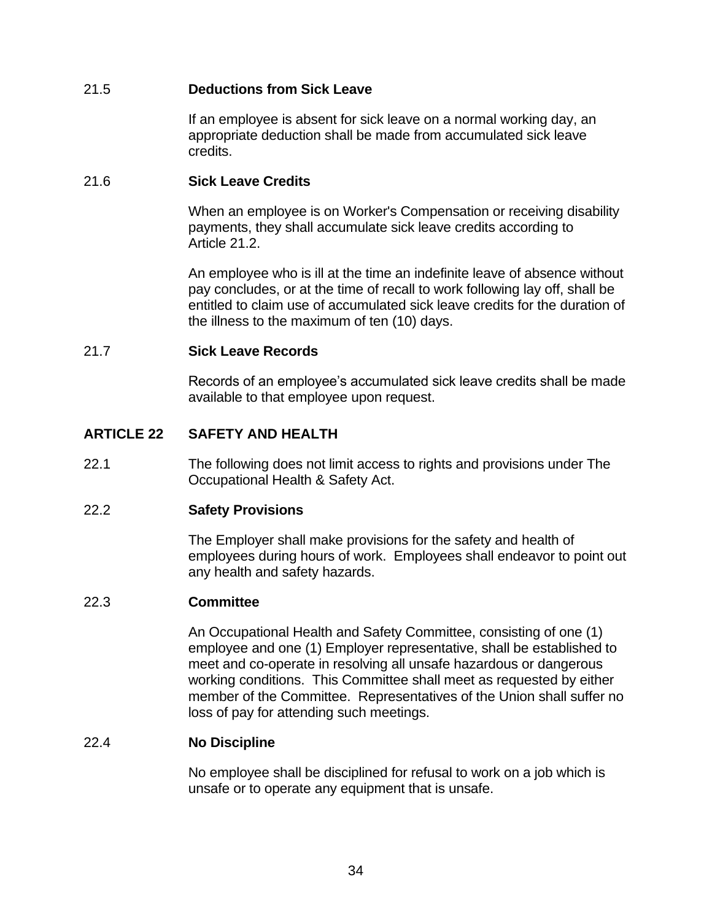21.5 **Deductions from Sick Leave**

If an employee is absent for sick leave on a normal working day, an appropriate deduction shall be made from accumulated sick leave credits.

21.6 **Sick Leave Credits**

When an employee is on Worker's Compensation or receiving disability payments, they shall accumulate sick leave credits according to Article 21.2.

An employee who is ill at the time an indefinite leave of absence without pay concludes, or at the time of recall to work following lay off, shall be entitled to claim use of accumulated sick leave credits for the duration of the illness to the maximum of ten (10) days.

21.7 **Sick Leave Records**

Records of an employee's accumulated sick leave credits shall be made available to that employee upon request.

## ARTICLE 22 SAFETY AND HEALTH

22.1 The following does not limit access to rights and provisions under The Occupational Health & Safety Act.

22.2 **Safety Provisions**

The Employer shall make provisions for the safety and health of employees during hours of work. Employees shall endeavor to point out any health and safety hazards.

22.3 **Committee**

An Occupational Health and Safety Committee, consisting of one (1) employee and one (1) Employer representative, shall be established to meet and co-operate in resolving all unsafe hazardous or dangerous working conditions. This Committee shall meet as requested by either member of the Committee. Representatives of the Union shall suffer no loss of pay for attending such meetings.

22.4 **No Discipline**

No employee shall be disciplined for refusal to work on a job which is unsafe or to operate any equipment that is unsafe.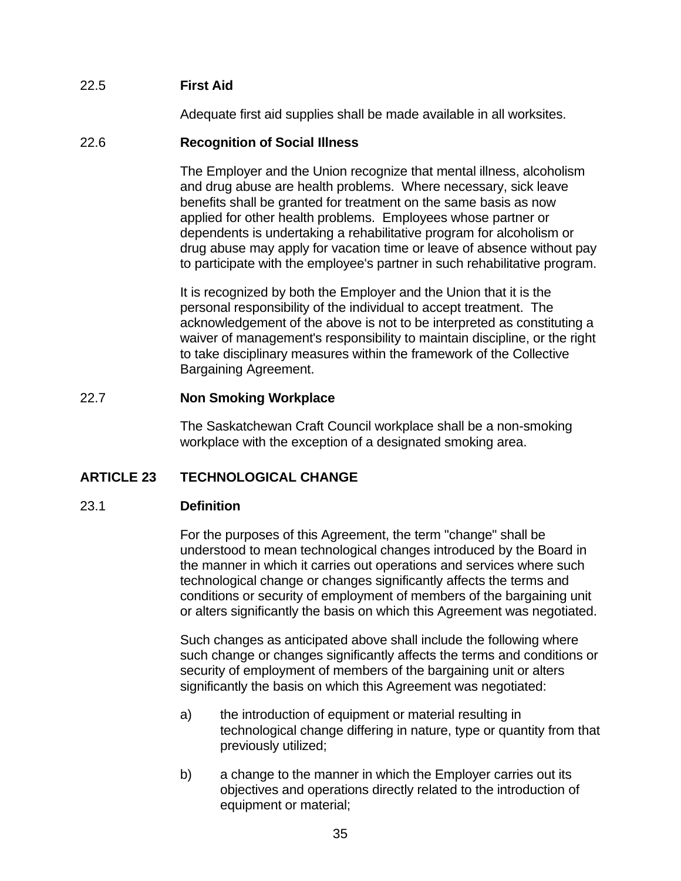22.5 **First Aid**

Adequate first aid supplies shall be made available in all worksites.

22.6 **Recognition of Social Illness**

The Employer and the Union recognize that mental illness, alcoholism and drug abuse are health problems. Where necessary, sick leave benefits shall be granted for treatment on the same basis as now applied for other health problems. Employees whose partner or dependents is undertaking a rehabilitative program for alcoholism or drug abuse may apply for vacation time or leave of absence without pay to participate with the employee's partner in such rehabilitative program.

It is recognized by both the Employer and the Union that it is the personal responsibility of the individual to accept treatment. The acknowledgement of the above is not to be interpreted as constituting a waiver of management's responsibility to maintain discipline, or the right to take disciplinary measures within the framework of the Collective Bargaining Agreement.

22.7 **Non Smoking Workplace**

The Saskatchewan Craft Council workplace shall be a non-smoking workplace with the exception of a designated smoking area.

## ARTICLE 23 TECHNOLOGICAL CHANGE

23.1 **Definition**

For the purposes of this Agreement, the term "change" shall be understood to mean technological changes introduced by the Board in the manner in which it carries out operations and services where such technological change or changes significantly affects the terms and conditions or security of employment of members of the bargaining unit or alters significantly the basis on which this Agreement was negotiated.

Such changes as anticipated above shall include the following where such change or changes significantly affects the terms and conditions or security of employment of members of the bargaining unit or alters significantly the basis on which this Agreement was negotiated:

a) the introduction of equipment or material resulting in technological change differing in nature, type or quantity from that previously utilized;

b) a change to the manner in which the Employer carries out its objectives and operations directly related to the introduction of equipment or material;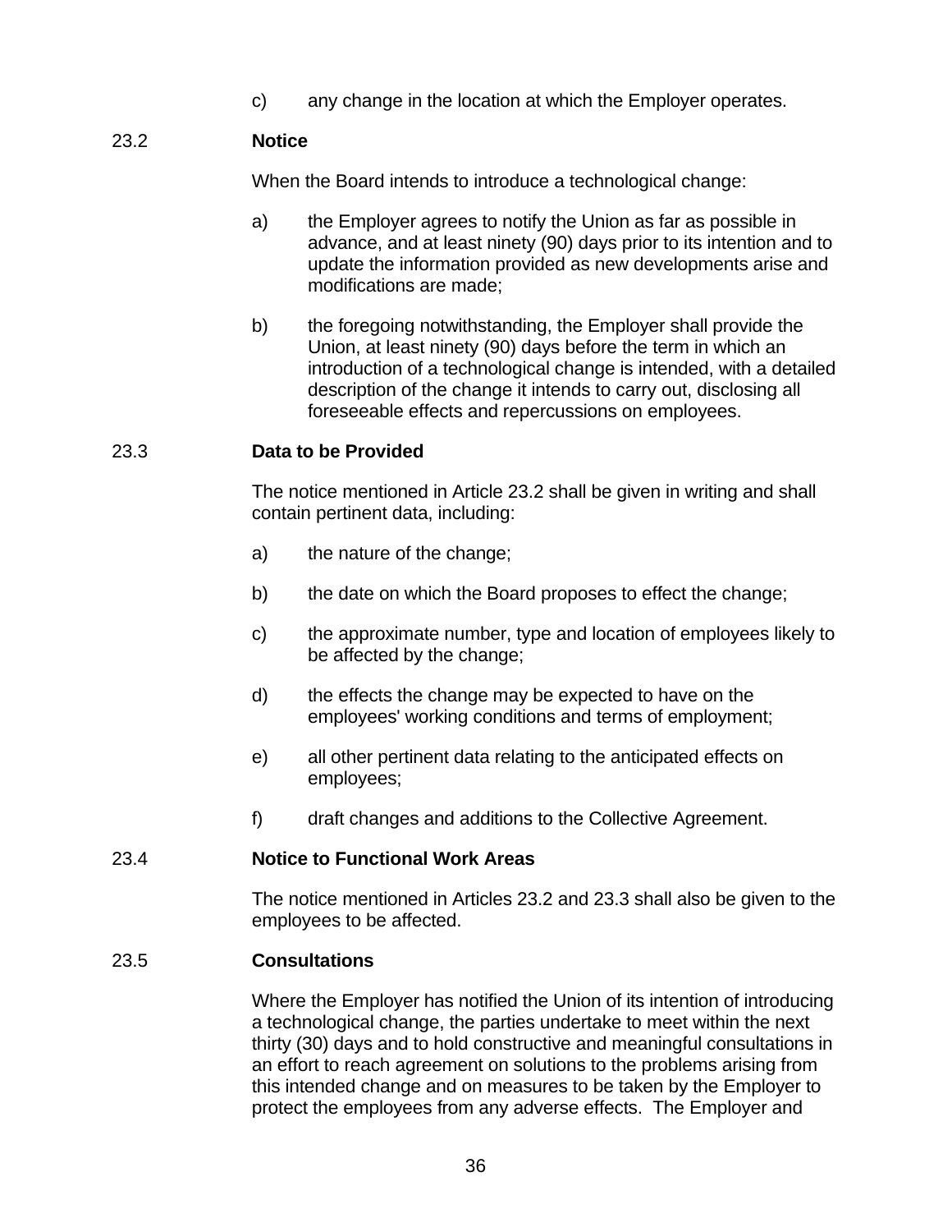c) any change in the location at which the Employer operates.

### 23.2 Notice

When the Board intends to introduce a technological change:

a) the Employer agrees to notify the Union as far as possible in advance, and at least ninety (90) days prior to its intention and to update the information provided as new developments arise and modifications are made;

b) the foregoing notwithstanding, the Employer shall provide the Union, at least ninety (90) days before the term in which an introduction of a technological change is intended, with a detailed description of the change it intends to carry out, disclosing all foreseeable effects and repercussions on employees.

### 23.3 Data to be Provided

The notice mentioned in Article 23.2 shall be given in writing and shall contain pertinent data, including:

a) the nature of the change;

b) the date on which the Board proposes to effect the change;

c) the approximate number, type and location of employees likely to be affected by the change;

d) the effects the change may be expected to have on the employees' working conditions and terms of employment;

e) all other pertinent data relating to the anticipated effects on employees;

f) draft changes and additions to the Collective Agreement.

### 23.4 Notice to Functional Work Areas

The notice mentioned in Articles 23.2 and 23.3 shall also be given to the employees to be affected.

### 23.5 Consultations

Where the Employer has notified the Union of its intention of introducing a technological change, the parties undertake to meet within the next thirty (30) days and to hold constructive and meaningful consultations in an effort to reach agreement on solutions to the problems arising from this intended change and on measures to be taken by the Employer to protect the employees from any adverse effects. The Employer and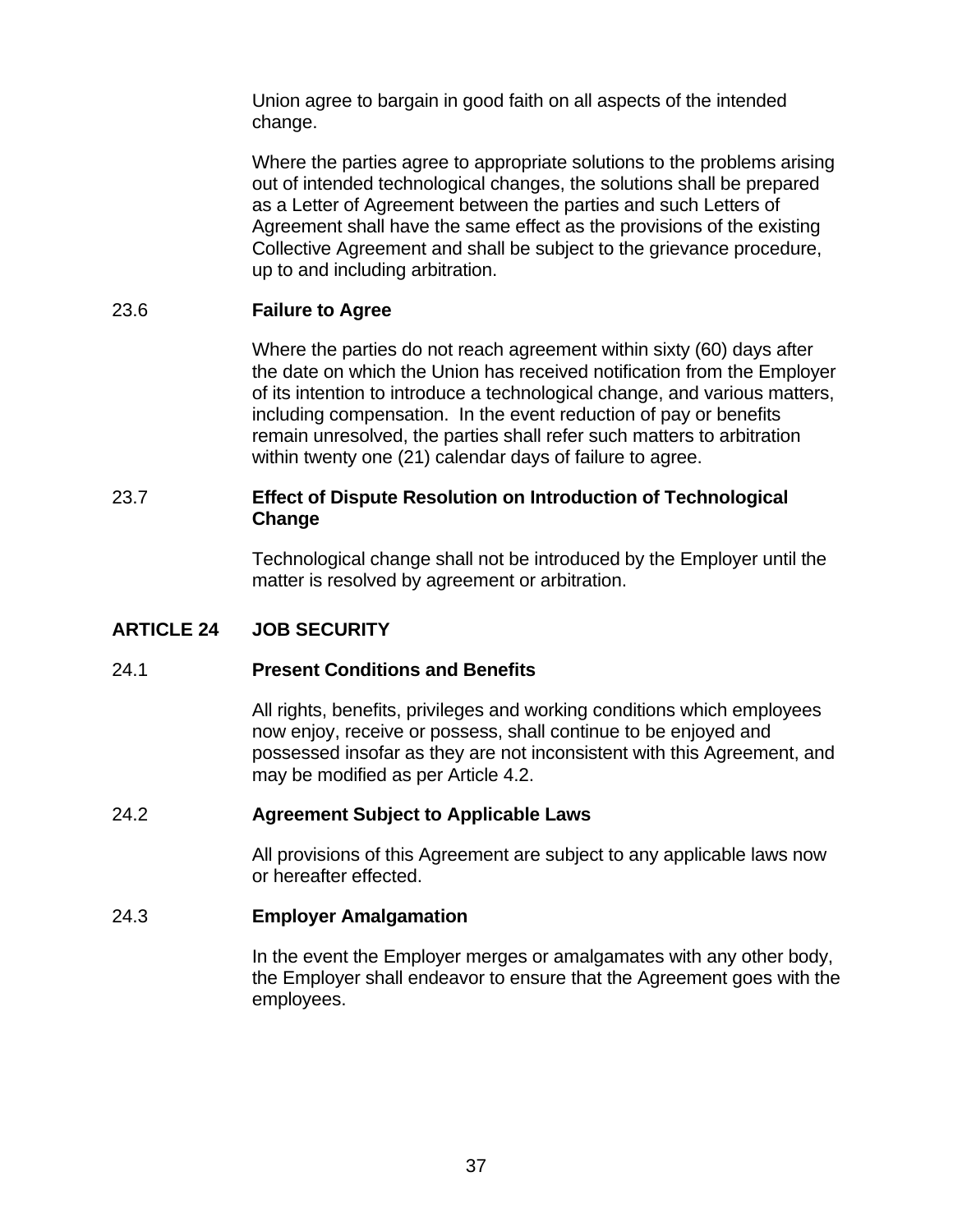Union agree to bargain in good faith on all aspects of the intended change.

Where the parties agree to appropriate solutions to the problems arising out of intended technological changes, the solutions shall be prepared as a Letter of Agreement between the parties and such Letters of Agreement shall have the same effect as the provisions of the existing Collective Agreement and shall be subject to the grievance procedure, up to and including arbitration.

### 23.6 Failure to Agree

Where the parties do not reach agreement within sixty (60) days after the date on which the Union has received notification from the Employer of its intention to introduce a technological change, and various matters, including compensation. In the event reduction of pay or benefits remain unresolved, the parties shall refer such matters to arbitration within twenty one (21) calendar days of failure to agree.

### 23.7 Effect of Dispute Resolution on Introduction of Technological Change

Technological change shall not be introduced by the Employer until the matter is resolved by agreement or arbitration.

## ARTICLE 24 JOB SECURITY

### 24.1 Present Conditions and Benefits

All rights, benefits, privileges and working conditions which employees now enjoy, receive or possess, shall continue to be enjoyed and possessed insofar as they are not inconsistent with this Agreement, and may be modified as per Article 4.2.

### 24.2 Agreement Subject to Applicable Laws

All provisions of this Agreement are subject to any applicable laws now or hereafter effected.

### 24.3 Employer Amalgamation

In the event the Employer merges or amalgamates with any other body, the Employer shall endeavor to ensure that the Agreement goes with the employees.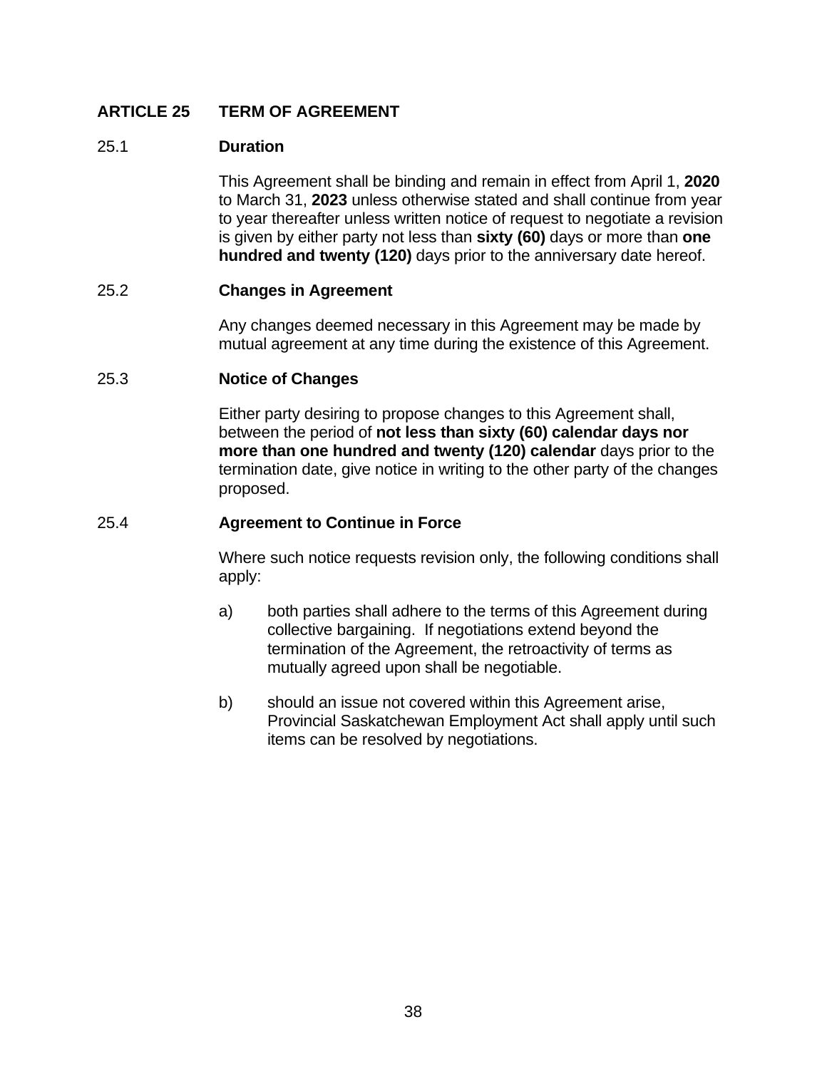## ARTICLE 25 TERM OF AGREEMENT

### 25.1 Duration

This Agreement shall be binding and remain in effect from April 1, **2020** to March 31, **2023** unless otherwise stated and shall continue from year to year thereafter unless written notice of request to negotiate a revision is given by either party not less than **sixty (60)** days or more than **one hundred and twenty (120)** days prior to the anniversary date hereof.

### 25.2 Changes in Agreement

Any changes deemed necessary in this Agreement may be made by mutual agreement at any time during the existence of this Agreement.

### 25.3 Notice of Changes

Either party desiring to propose changes to this Agreement shall, between the period of **not less than sixty (60) calendar days nor more than one hundred and twenty (120) calendar** days prior to the termination date, give notice in writing to the other party of the changes proposed.

### 25.4 Agreement to Continue in Force

Where such notice requests revision only, the following conditions shall apply:

a) both parties shall adhere to the terms of this Agreement during collective bargaining. If negotiations extend beyond the termination of the Agreement, the retroactivity of terms as mutually agreed upon shall be negotiable.

b) should an issue not covered within this Agreement arise, Provincial Saskatchewan Employment Act shall apply until such items can be resolved by negotiations.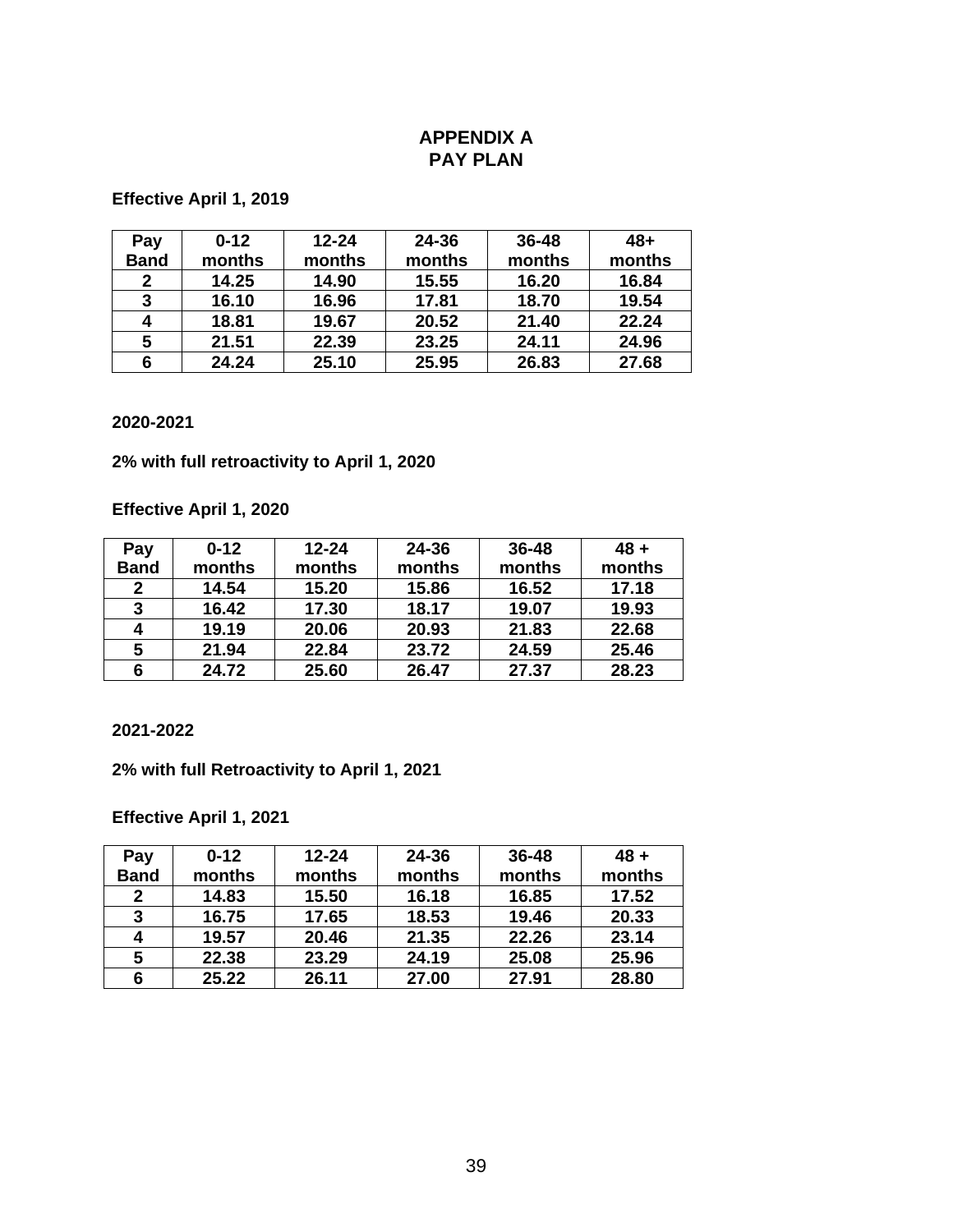# APPENDIX A
# PAY PLAN

**Effective April 1, 2019**

| Pay Band | 0-12 months | 12-24 months | 24-36 months | 36-48 months | 48+ months |
|---|---|---|---|---|---|
| 2 | 14.25 | 14.90 | 15.55 | 16.20 | 16.84 |
| 3 | 16.10 | 16.96 | 17.81 | 18.70 | 19.54 |
| 4 | 18.81 | 19.67 | 20.52 | 21.40 | 22.24 |
| 5 | 21.51 | 22.39 | 23.25 | 24.11 | 24.96 |
| 6 | 24.24 | 25.10 | 25.95 | 26.83 | 27.68 |

**2020-2021**

**2% with full retroactivity to April 1, 2020**

**Effective April 1, 2020**

| Pay Band | 0-12 months | 12-24 months | 24-36 months | 36-48 months | 48 + months |
|---|---|---|---|---|---|
| 2 | 14.54 | 15.20 | 15.86 | 16.52 | 17.18 |
| 3 | 16.42 | 17.30 | 18.17 | 19.07 | 19.93 |
| 4 | 19.19 | 20.06 | 20.93 | 21.83 | 22.68 |
| 5 | 21.94 | 22.84 | 23.72 | 24.59 | 25.46 |
| 6 | 24.72 | 25.60 | 26.47 | 27.37 | 28.23 |

**2021-2022**

**2% with full Retroactivity to April 1, 2021**

**Effective April 1, 2021**

| Pay Band | 0-12 months | 12-24 months | 24-36 months | 36-48 months | 48 + months |
|---|---|---|---|---|---|
| 2 | 14.83 | 15.50 | 16.18 | 16.85 | 17.52 |
| 3 | 16.75 | 17.65 | 18.53 | 19.46 | 20.33 |
| 4 | 19.57 | 20.46 | 21.35 | 22.26 | 23.14 |
| 5 | 22.38 | 23.29 | 24.19 | 25.08 | 25.96 |
| 6 | 25.22 | 26.11 | 27.00 | 27.91 | 28.80 |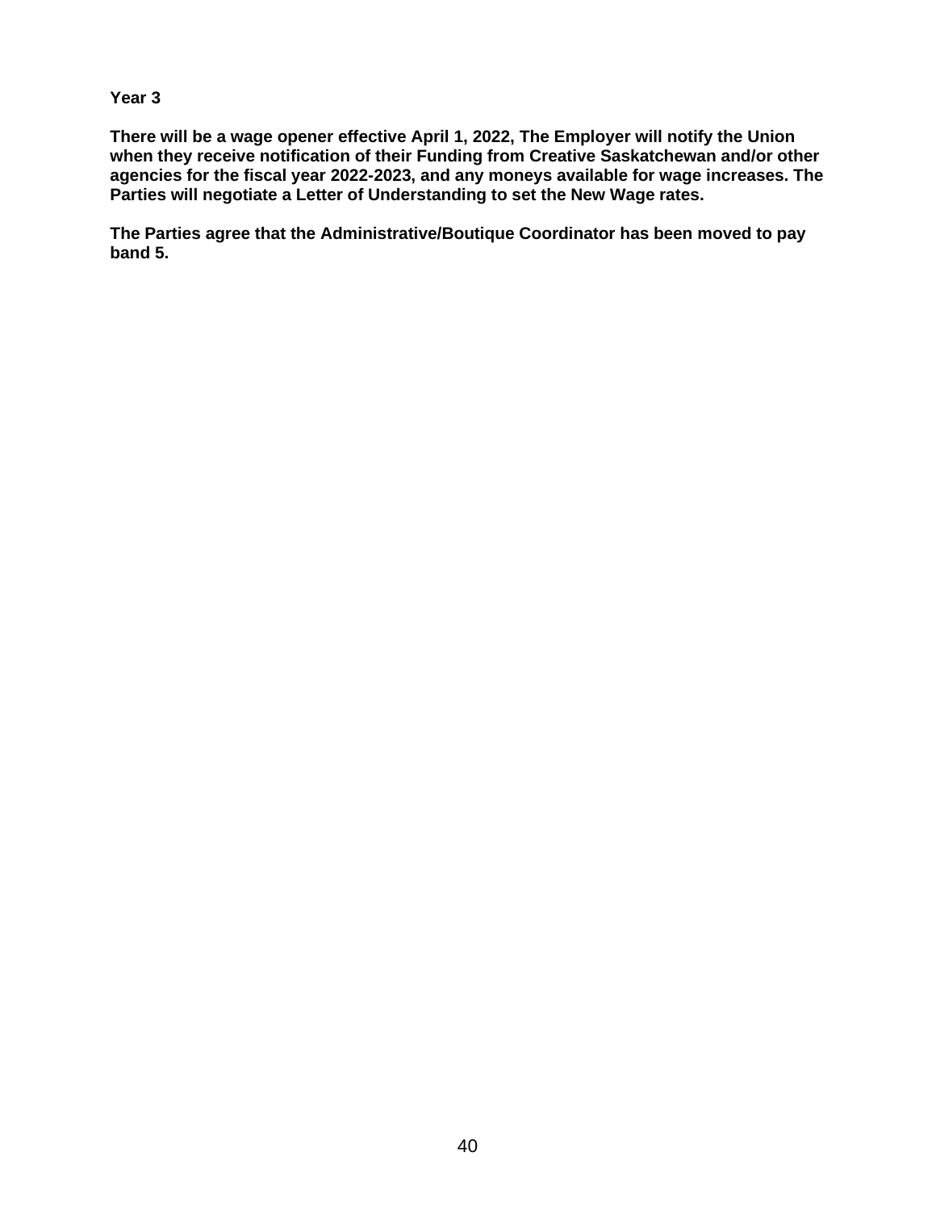**Year 3**

**There will be a wage opener effective April 1, 2022, The Employer will notify the Union when they receive notification of their Funding from Creative Saskatchewan and/or other agencies for the fiscal year 2022-2023, and any moneys available for wage increases. The Parties will negotiate a Letter of Understanding to set the New Wage rates.**

**The Parties agree that the Administrative/Boutique Coordinator has been moved to pay band 5.**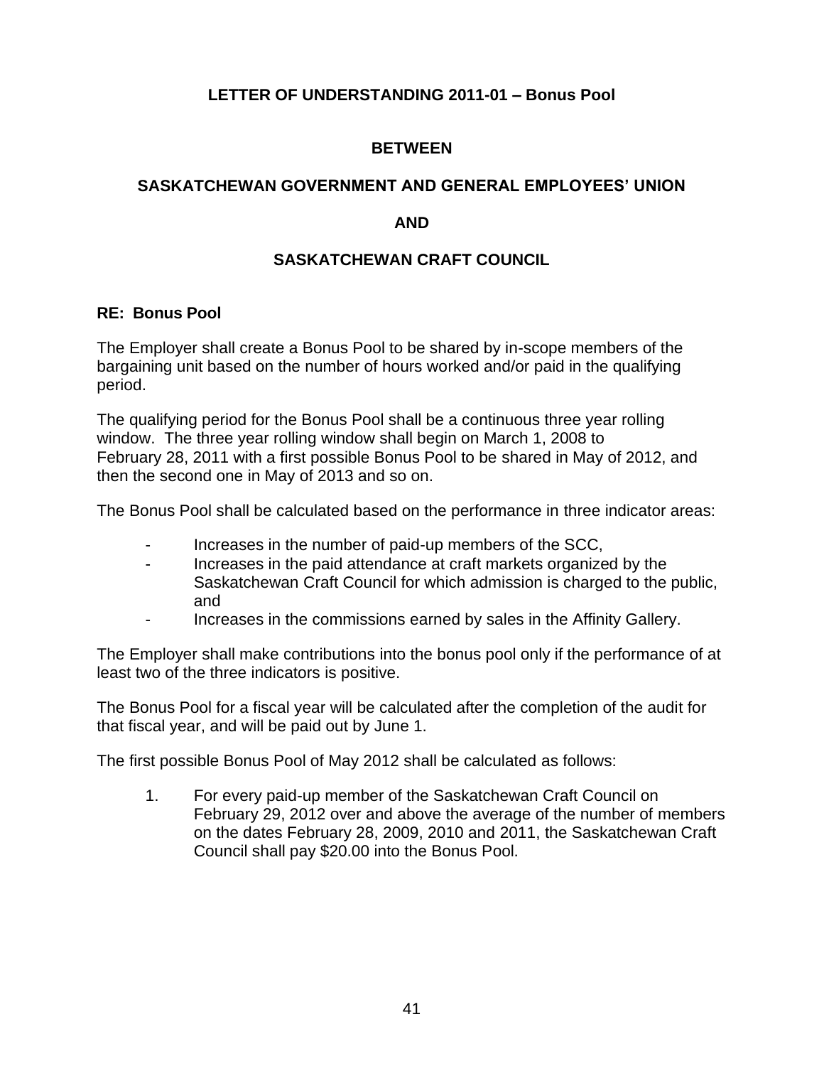# LETTER OF UNDERSTANDING 2011-01 – Bonus Pool

**BETWEEN**

**SASKATCHEWAN GOVERNMENT AND GENERAL EMPLOYEES' UNION**

**AND**

**SASKATCHEWAN CRAFT COUNCIL**

**RE: Bonus Pool**

The Employer shall create a Bonus Pool to be shared by in-scope members of the bargaining unit based on the number of hours worked and/or paid in the qualifying period.

The qualifying period for the Bonus Pool shall be a continuous three year rolling window. The three year rolling window shall begin on March 1, 2008 to February 28, 2011 with a first possible Bonus Pool to be shared in May of 2012, and then the second one in May of 2013 and so on.

The Bonus Pool shall be calculated based on the performance in three indicator areas:

- Increases in the number of paid-up members of the SCC,
- Increases in the paid attendance at craft markets organized by the Saskatchewan Craft Council for which admission is charged to the public, and
- Increases in the commissions earned by sales in the Affinity Gallery.

The Employer shall make contributions into the bonus pool only if the performance of at least two of the three indicators is positive.

The Bonus Pool for a fiscal year will be calculated after the completion of the audit for that fiscal year, and will be paid out by June 1.

The first possible Bonus Pool of May 2012 shall be calculated as follows:

1. For every paid-up member of the Saskatchewan Craft Council on February 29, 2012 over and above the average of the number of members on the dates February 28, 2009, 2010 and 2011, the Saskatchewan Craft Council shall pay $20.00 into the Bonus Pool.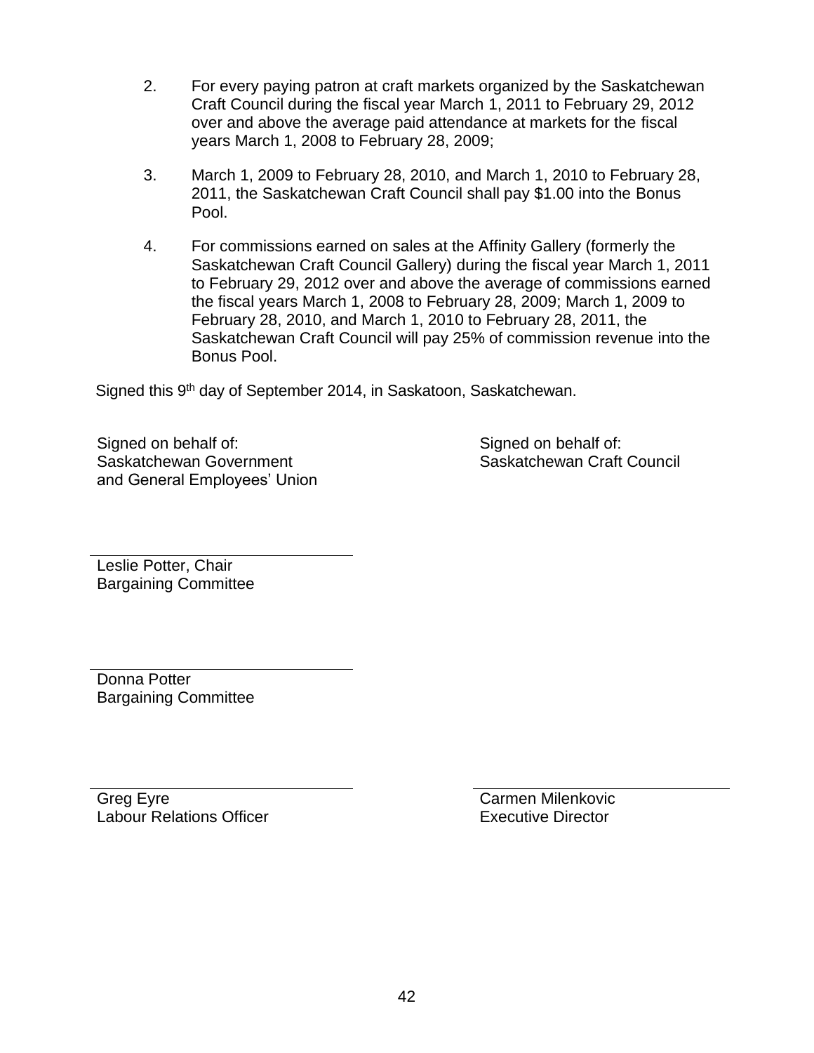2. For every paying patron at craft markets organized by the Saskatchewan Craft Council during the fiscal year March 1, 2011 to February 29, 2012 over and above the average paid attendance at markets for the fiscal years March 1, 2008 to February 28, 2009;

3. March 1, 2009 to February 28, 2010, and March 1, 2010 to February 28, 2011, the Saskatchewan Craft Council shall pay $1.00 into the Bonus Pool.

4. For commissions earned on sales at the Affinity Gallery (formerly the Saskatchewan Craft Council Gallery) during the fiscal year March 1, 2011 to February 29, 2012 over and above the average of commissions earned the fiscal years March 1, 2008 to February 28, 2009; March 1, 2009 to February 28, 2010, and March 1, 2010 to February 28, 2011, the Saskatchewan Craft Council will pay 25% of commission revenue into the Bonus Pool.

Signed this 9th day of September 2014, in Saskatoon, Saskatchewan.

Signed on behalf of:
Saskatchewan Government
and General Employees' Union

Signed on behalf of:
Saskatchewan Craft Council

Leslie Potter, Chair
Bargaining Committee

Donna Potter
Bargaining Committee

Greg Eyre
Labour Relations Officer

Carmen Milenkovic
Executive Director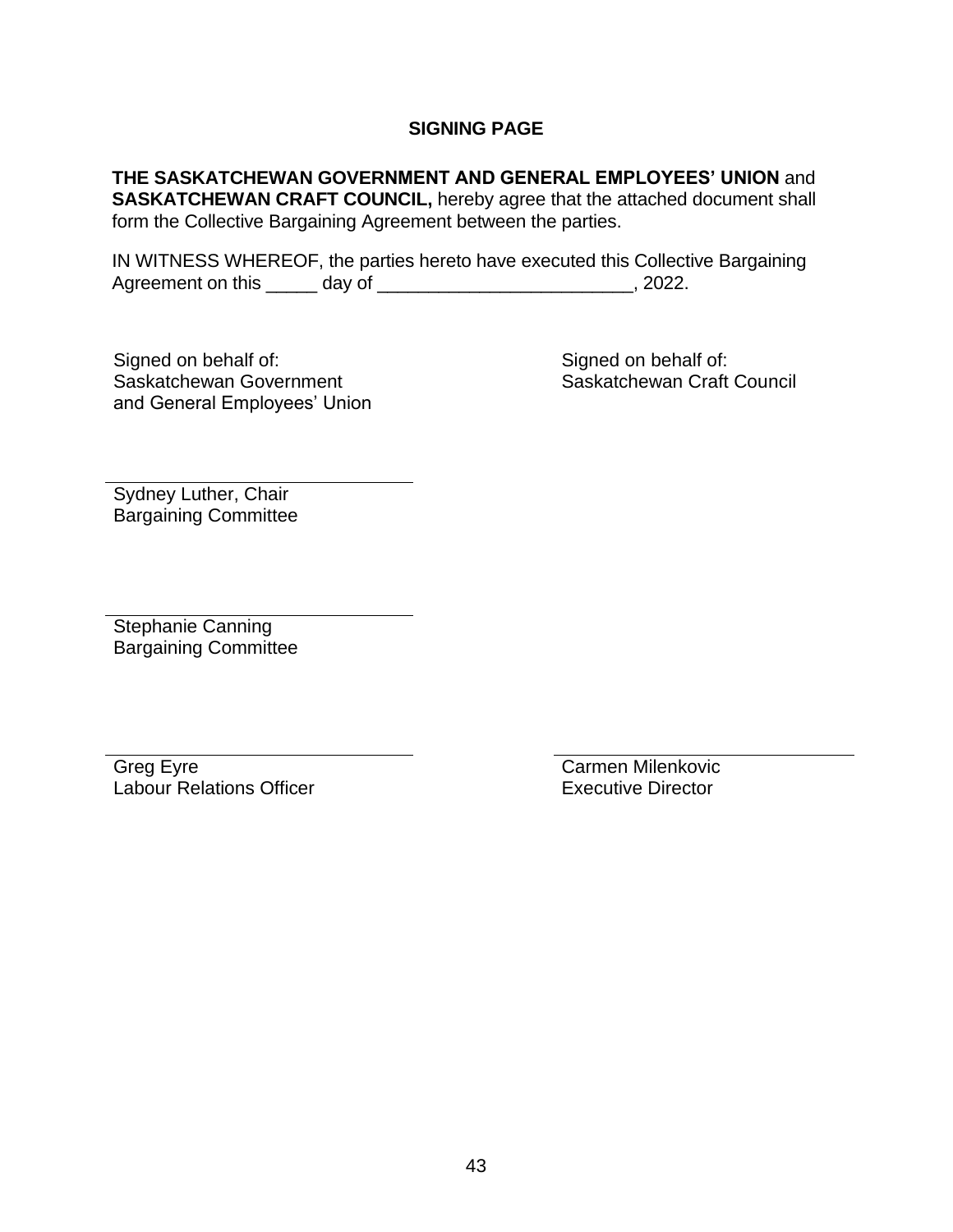## SIGNING PAGE

**THE SASKATCHEWAN GOVERNMENT AND GENERAL EMPLOYEES' UNION** and **SASKATCHEWAN CRAFT COUNCIL,** hereby agree that the attached document shall form the Collective Bargaining Agreement between the parties.

IN WITNESS WHEREOF, the parties hereto have executed this Collective Bargaining Agreement on this _____ day of _________________________, 2022.

Signed on behalf of:
Saskatchewan Government
and General Employees' Union

Signed on behalf of:
Saskatchewan Craft Council

______________________________
Sydney Luther, Chair
Bargaining Committee

______________________________
Stephanie Canning
Bargaining Committee

______________________________
Greg Eyre
Labour Relations Officer

______________________________
Carmen Milenkovic
Executive Director